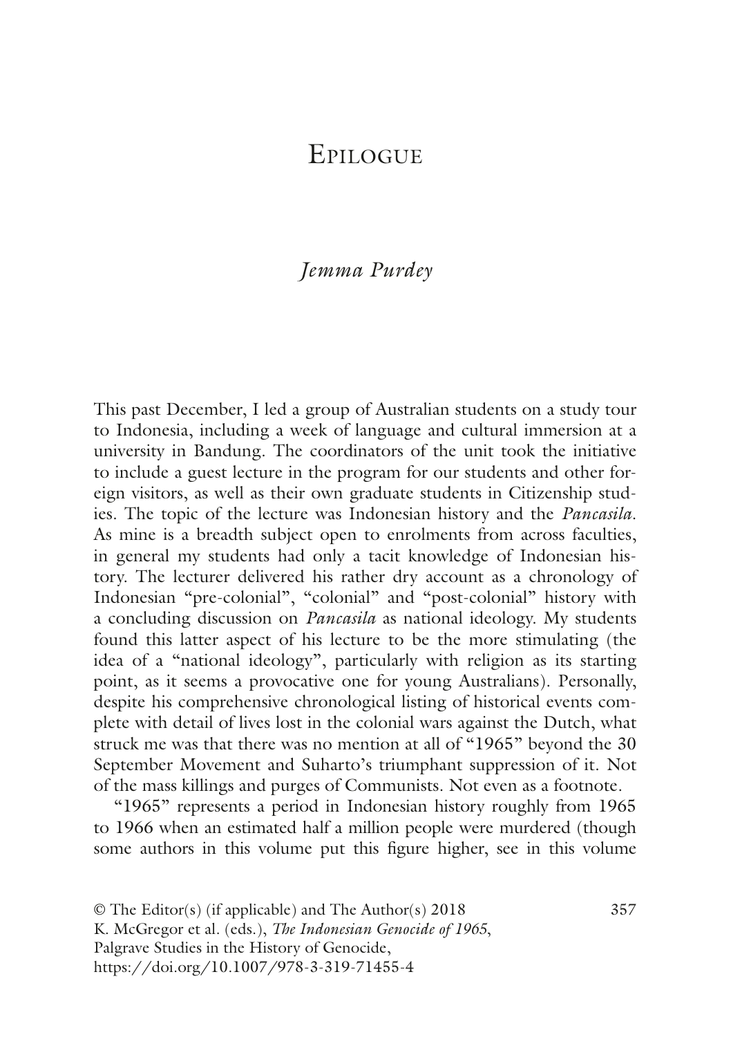# Epilogue

*Jemma Purdey*

This past December, I led a group of Australian students on a study tour to Indonesia, including a week of language and cultural immersion at a university in Bandung. The coordinators of the unit took the initiative to include a guest lecture in the program for our students and other foreign visitors, as well as their own graduate students in Citizenship studies. The topic of the lecture was Indonesian history and the *Pancasila*. As mine is a breadth subject open to enrolments from across faculties, in general my students had only a tacit knowledge of Indonesian history. The lecturer delivered his rather dry account as a chronology of Indonesian "pre-colonial", "colonial" and "post-colonial" history with a concluding discussion on *Pancasila* as national ideology. My students found this latter aspect of his lecture to be the more stimulating (the idea of a "national ideology", particularly with religion as its starting point, as it seems a provocative one for young Australians). Personally, despite his comprehensive chronological listing of historical events complete with detail of lives lost in the colonial wars against the Dutch, what struck me was that there was no mention at all of "1965" beyond the 30 September Movement and Suharto's triumphant suppression of it. Not of the mass killings and purges of Communists. Not even as a footnote.

"1965" represents a period in Indonesian history roughly from 1965 to 1966 when an estimated half a million people were murdered (though some authors in this volume put this figure higher, see in this volume

© The Editor(s) (if applicable) and The Author(s) 2018
K. McGregor et al. (eds.), *The Indonesian Genocide of 1965*,
Palgrave Studies in the History of Genocide,
https://doi.org/10.1007/978-3-319-71455-4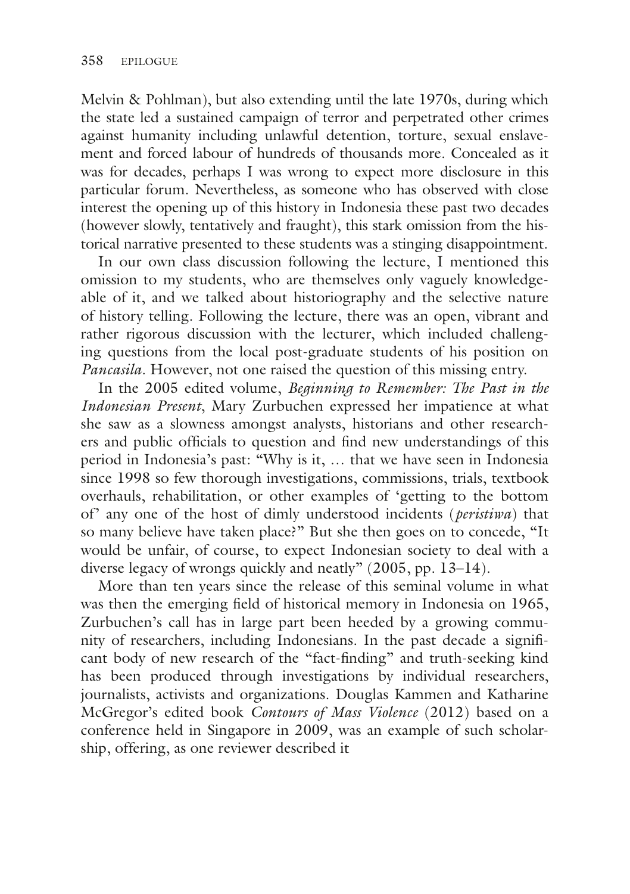Melvin & Pohlman), but also extending until the late 1970s, during which the state led a sustained campaign of terror and perpetrated other crimes against humanity including unlawful detention, torture, sexual enslavement and forced labour of hundreds of thousands more. Concealed as it was for decades, perhaps I was wrong to expect more disclosure in this particular forum. Nevertheless, as someone who has observed with close interest the opening up of this history in Indonesia these past two decades (however slowly, tentatively and fraught), this stark omission from the historical narrative presented to these students was a stinging disappointment.

In our own class discussion following the lecture, I mentioned this omission to my students, who are themselves only vaguely knowledgeable of it, and we talked about historiography and the selective nature of history telling. Following the lecture, there was an open, vibrant and rather rigorous discussion with the lecturer, which included challenging questions from the local post-graduate students of his position on *Pancasila*. However, not one raised the question of this missing entry.

In the 2005 edited volume, *Beginning to Remember: The Past in the Indonesian Present*, Mary Zurbuchen expressed her impatience at what she saw as a slowness amongst analysts, historians and other researchers and public officials to question and find new understandings of this period in Indonesia's past: "Why is it, … that we have seen in Indonesia since 1998 so few thorough investigations, commissions, trials, textbook overhauls, rehabilitation, or other examples of 'getting to the bottom of' any one of the host of dimly understood incidents (*peristiwa*) that so many believe have taken place?" But she then goes on to concede, "It would be unfair, of course, to expect Indonesian society to deal with a diverse legacy of wrongs quickly and neatly" (2005, pp. 13–14).

More than ten years since the release of this seminal volume in what was then the emerging field of historical memory in Indonesia on 1965, Zurbuchen's call has in large part been heeded by a growing community of researchers, including Indonesians. In the past decade a significant body of new research of the "fact-finding" and truth-seeking kind has been produced through investigations by individual researchers, journalists, activists and organizations. Douglas Kammen and Katharine McGregor's edited book *Contours of Mass Violence* (2012) based on a conference held in Singapore in 2009, was an example of such scholarship, offering, as one reviewer described it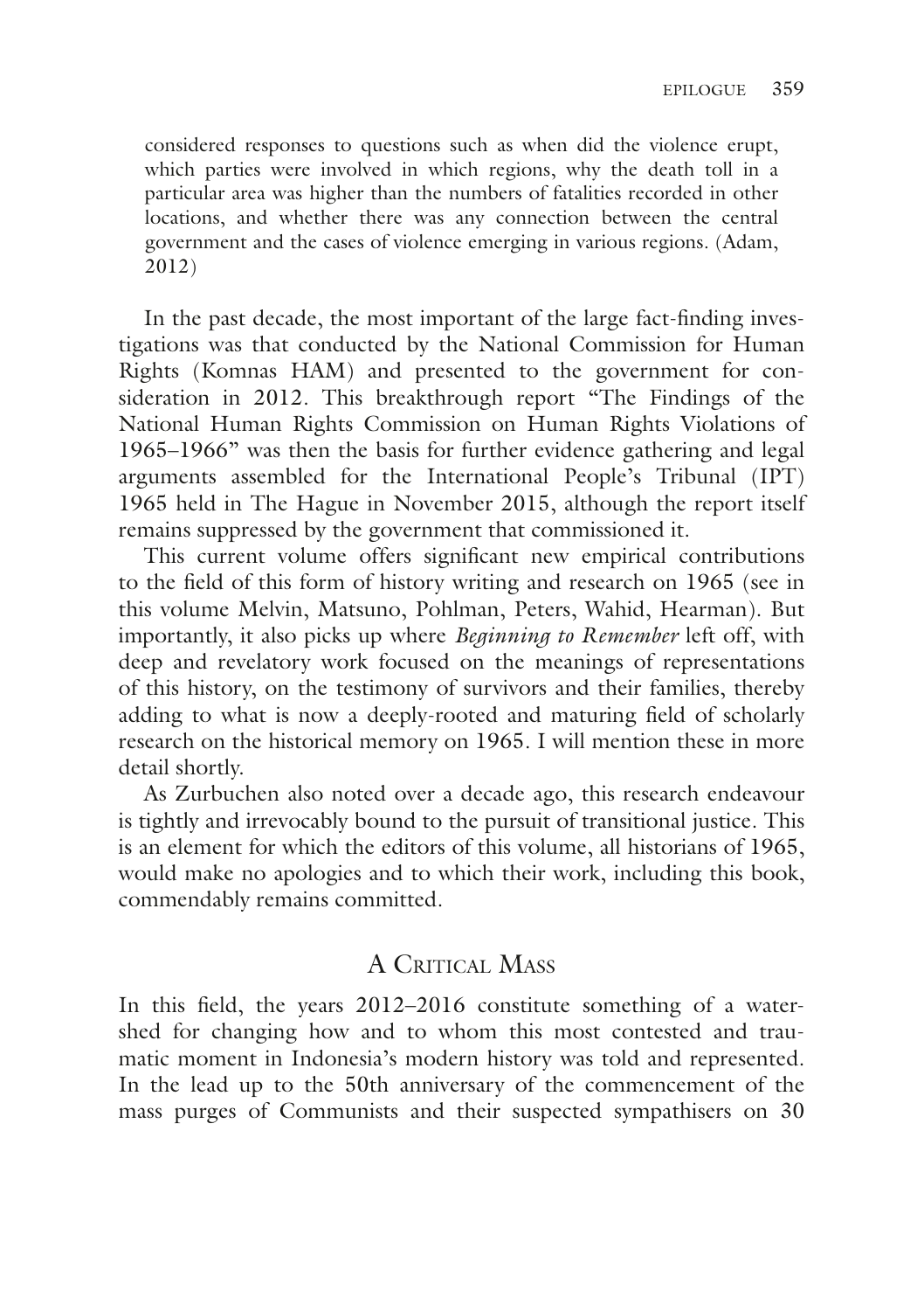> considered responses to questions such as when did the violence erupt, which parties were involved in which regions, why the death toll in a particular area was higher than the numbers of fatalities recorded in other locations, and whether there was any connection between the central government and the cases of violence emerging in various regions. (Adam, 2012)

In the past decade, the most important of the large fact-finding investigations was that conducted by the National Commission for Human Rights (Komnas HAM) and presented to the government for consideration in 2012. This breakthrough report "The Findings of the National Human Rights Commission on Human Rights Violations of 1965–1966" was then the basis for further evidence gathering and legal arguments assembled for the International People's Tribunal (IPT) 1965 held in The Hague in November 2015, although the report itself remains suppressed by the government that commissioned it.

This current volume offers significant new empirical contributions to the field of this form of history writing and research on 1965 (see in this volume Melvin, Matsuno, Pohlman, Peters, Wahid, Hearman). But importantly, it also picks up where *Beginning to Remember* left off, with deep and revelatory work focused on the meanings of representations of this history, on the testimony of survivors and their families, thereby adding to what is now a deeply-rooted and maturing field of scholarly research on the historical memory on 1965. I will mention these in more detail shortly.

As Zurbuchen also noted over a decade ago, this research endeavour is tightly and irrevocably bound to the pursuit of transitional justice. This is an element for which the editors of this volume, all historians of 1965, would make no apologies and to which their work, including this book, commendably remains committed.

## A Critical Mass

In this field, the years 2012–2016 constitute something of a watershed for changing how and to whom this most contested and traumatic moment in Indonesia's modern history was told and represented. In the lead up to the 50th anniversary of the commencement of the mass purges of Communists and their suspected sympathisers on 30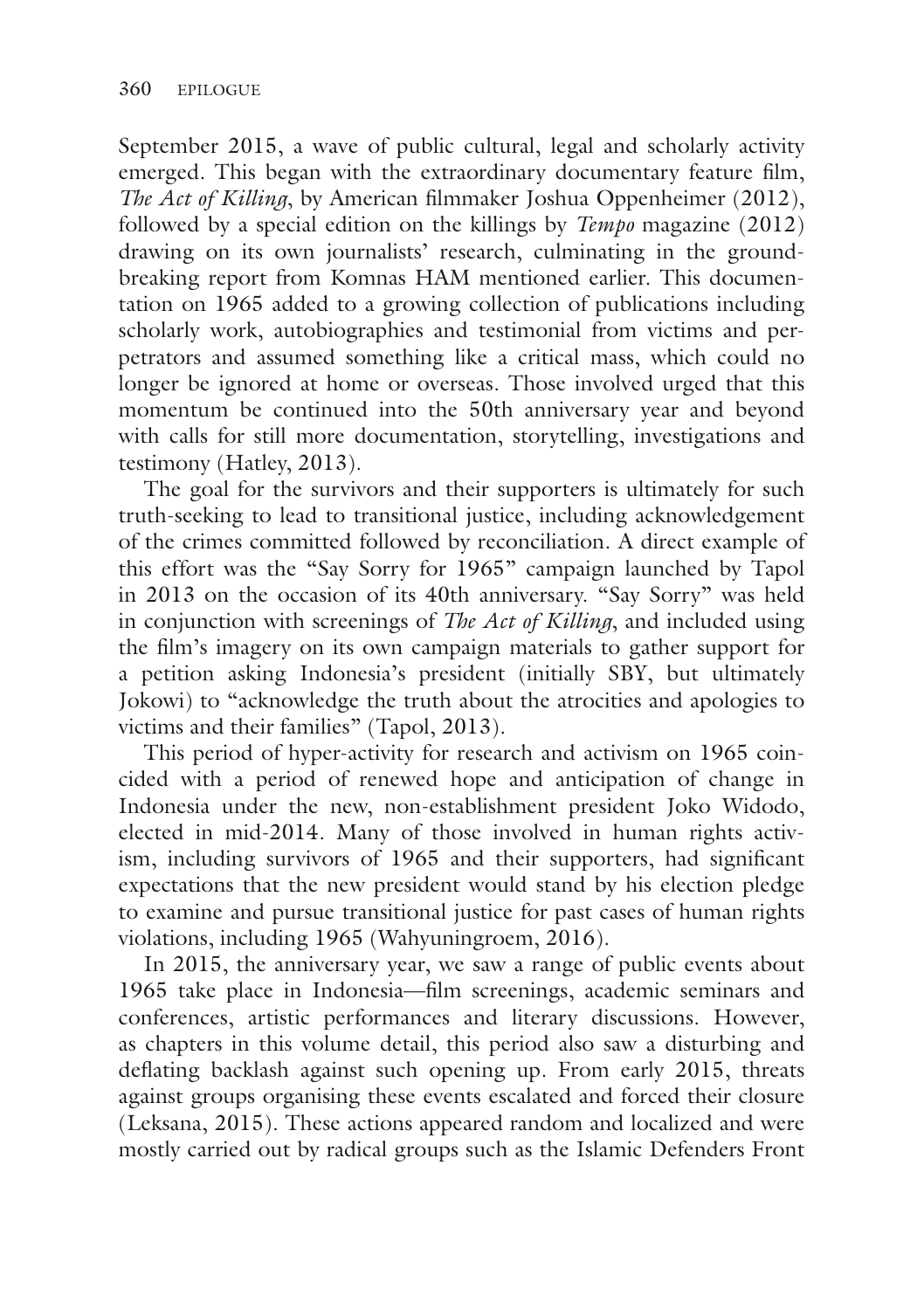September 2015, a wave of public cultural, legal and scholarly activity emerged. This began with the extraordinary documentary feature film, *The Act of Killing*, by American filmmaker Joshua Oppenheimer (2012), followed by a special edition on the killings by *Tempo* magazine (2012) drawing on its own journalists' research, culminating in the ground-breaking report from Komnas HAM mentioned earlier. This documentation on 1965 added to a growing collection of publications including scholarly work, autobiographies and testimonial from victims and perpetrators and assumed something like a critical mass, which could no longer be ignored at home or overseas. Those involved urged that this momentum be continued into the 50th anniversary year and beyond with calls for still more documentation, storytelling, investigations and testimony (Hatley, 2013).

The goal for the survivors and their supporters is ultimately for such truth-seeking to lead to transitional justice, including acknowledgement of the crimes committed followed by reconciliation. A direct example of this effort was the "Say Sorry for 1965" campaign launched by Tapol in 2013 on the occasion of its 40th anniversary. "Say Sorry" was held in conjunction with screenings of *The Act of Killing*, and included using the film's imagery on its own campaign materials to gather support for a petition asking Indonesia's president (initially SBY, but ultimately Jokowi) to "acknowledge the truth about the atrocities and apologies to victims and their families" (Tapol, 2013).

This period of hyper-activity for research and activism on 1965 coincided with a period of renewed hope and anticipation of change in Indonesia under the new, non-establishment president Joko Widodo, elected in mid-2014. Many of those involved in human rights activism, including survivors of 1965 and their supporters, had significant expectations that the new president would stand by his election pledge to examine and pursue transitional justice for past cases of human rights violations, including 1965 (Wahyuningroem, 2016).

In 2015, the anniversary year, we saw a range of public events about 1965 take place in Indonesia—film screenings, academic seminars and conferences, artistic performances and literary discussions. However, as chapters in this volume detail, this period also saw a disturbing and deflating backlash against such opening up. From early 2015, threats against groups organising these events escalated and forced their closure (Leksana, 2015). These actions appeared random and localized and were mostly carried out by radical groups such as the Islamic Defenders Front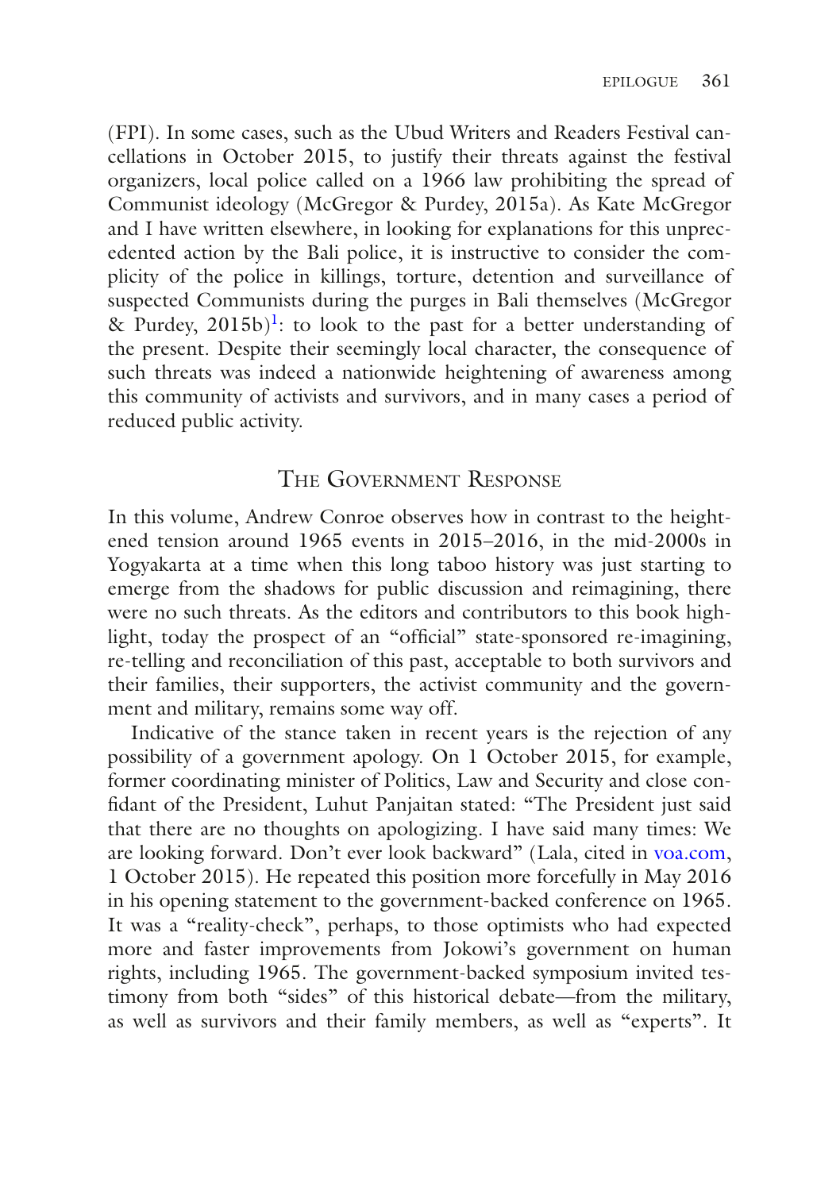(FPI). In some cases, such as the Ubud Writers and Readers Festival cancellations in October 2015, to justify their threats against the festival organizers, local police called on a 1966 law prohibiting the spread of Communist ideology (McGregor & Purdey, 2015a). As Kate McGregor and I have written elsewhere, in looking for explanations for this unprecedented action by the Bali police, it is instructive to consider the complicity of the police in killings, torture, detention and surveillance of suspected Communists during the purges in Bali themselves (McGregor & Purdey, 2015b)[1]: to look to the past for a better understanding of the present. Despite their seemingly local character, the consequence of such threats was indeed a nationwide heightening of awareness among this community of activists and survivors, and in many cases a period of reduced public activity.

## The Government Response

In this volume, Andrew Conroe observes how in contrast to the heightened tension around 1965 events in 2015–2016, in the mid-2000s in Yogyakarta at a time when this long taboo history was just starting to emerge from the shadows for public discussion and reimagining, there were no such threats. As the editors and contributors to this book highlight, today the prospect of an "official" state-sponsored re-imagining, re-telling and reconciliation of this past, acceptable to both survivors and their families, their supporters, the activist community and the government and military, remains some way off.

Indicative of the stance taken in recent years is the rejection of any possibility of a government apology. On 1 October 2015, for example, former coordinating minister of Politics, Law and Security and close confidant of the President, Luhut Panjaitan stated: "The President just said that there are no thoughts on apologizing. I have said many times: We are looking forward. Don't ever look backward" (Lala, cited in voa.com, 1 October 2015). He repeated this position more forcefully in May 2016 in his opening statement to the government-backed conference on 1965. It was a "reality-check", perhaps, to those optimists who had expected more and faster improvements from Jokowi's government on human rights, including 1965. The government-backed symposium invited testimony from both "sides" of this historical debate—from the military, as well as survivors and their family members, as well as "experts". It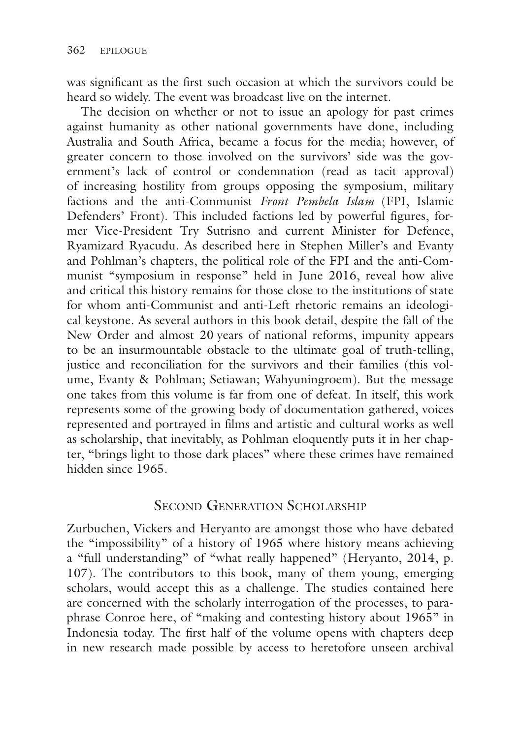was significant as the first such occasion at which the survivors could be heard so widely. The event was broadcast live on the internet.

The decision on whether or not to issue an apology for past crimes against humanity as other national governments have done, including Australia and South Africa, became a focus for the media; however, of greater concern to those involved on the survivors' side was the government's lack of control or condemnation (read as tacit approval) of increasing hostility from groups opposing the symposium, military factions and the anti-Communist *Front Pembela Islam* (FPI, Islamic Defenders' Front). This included factions led by powerful figures, former Vice-President Try Sutrisno and current Minister for Defence, Ryamizard Ryacudu. As described here in Stephen Miller's and Evanty and Pohlman's chapters, the political role of the FPI and the anti-Communist "symposium in response" held in June 2016, reveal how alive and critical this history remains for those close to the institutions of state for whom anti-Communist and anti-Left rhetoric remains an ideological keystone. As several authors in this book detail, despite the fall of the New Order and almost 20 years of national reforms, impunity appears to be an insurmountable obstacle to the ultimate goal of truth-telling, justice and reconciliation for the survivors and their families (this volume, Evanty & Pohlman; Setiawan; Wahyuningroem). But the message one takes from this volume is far from one of defeat. In itself, this work represents some of the growing body of documentation gathered, voices represented and portrayed in films and artistic and cultural works as well as scholarship, that inevitably, as Pohlman eloquently puts it in her chapter, "brings light to those dark places" where these crimes have remained hidden since 1965.

## Second Generation Scholarship

Zurbuchen, Vickers and Heryanto are amongst those who have debated the "impossibility" of a history of 1965 where history means achieving a "full understanding" of "what really happened" (Heryanto, 2014, p. 107). The contributors to this book, many of them young, emerging scholars, would accept this as a challenge. The studies contained here are concerned with the scholarly interrogation of the processes, to paraphrase Conroe here, of "making and contesting history about 1965" in Indonesia today. The first half of the volume opens with chapters deep in new research made possible by access to heretofore unseen archival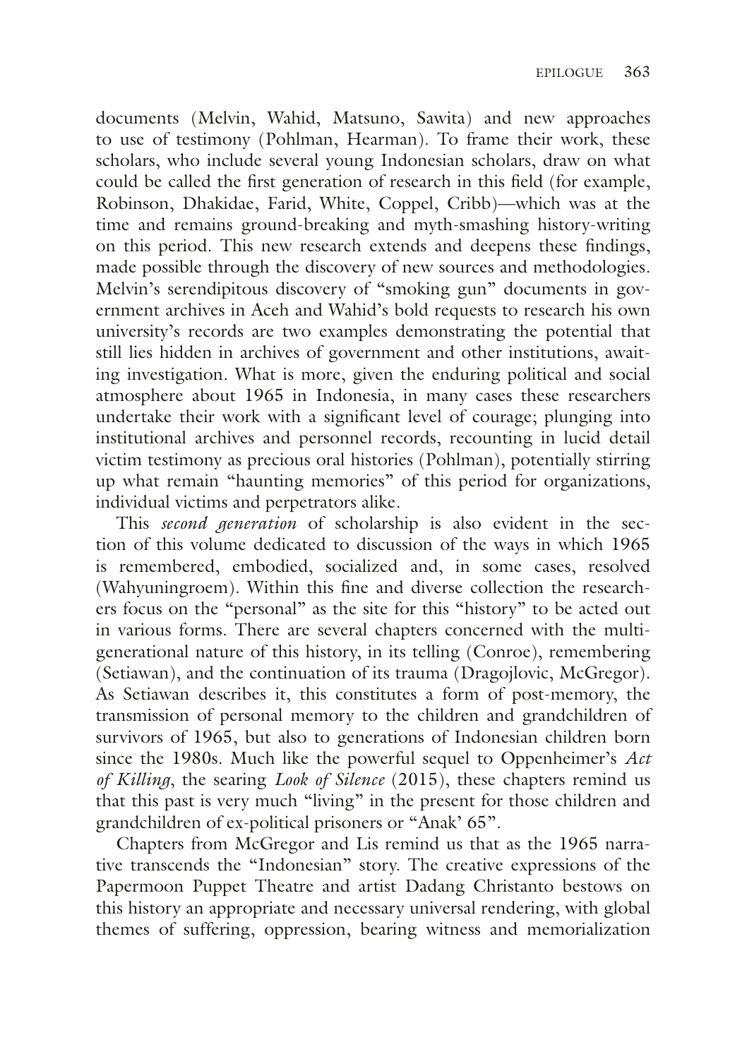documents (Melvin, Wahid, Matsuno, Sawita) and new approaches to use of testimony (Pohlman, Hearman). To frame their work, these scholars, who include several young Indonesian scholars, draw on what could be called the first generation of research in this field (for example, Robinson, Dhakidae, Farid, White, Coppel, Cribb)—which was at the time and remains ground-breaking and myth-smashing history-writing on this period. This new research extends and deepens these findings, made possible through the discovery of new sources and methodologies. Melvin's serendipitous discovery of "smoking gun" documents in government archives in Aceh and Wahid's bold requests to research his own university's records are two examples demonstrating the potential that still lies hidden in archives of government and other institutions, awaiting investigation. What is more, given the enduring political and social atmosphere about 1965 in Indonesia, in many cases these researchers undertake their work with a significant level of courage; plunging into institutional archives and personnel records, recounting in lucid detail victim testimony as precious oral histories (Pohlman), potentially stirring up what remain "haunting memories" of this period for organizations, individual victims and perpetrators alike.

This *second generation* of scholarship is also evident in the section of this volume dedicated to discussion of the ways in which 1965 is remembered, embodied, socialized and, in some cases, resolved (Wahyuningroem). Within this fine and diverse collection the researchers focus on the "personal" as the site for this "history" to be acted out in various forms. There are several chapters concerned with the multi-generational nature of this history, in its telling (Conroe), remembering (Setiawan), and the continuation of its trauma (Dragojlovic, McGregor). As Setiawan describes it, this constitutes a form of post-memory, the transmission of personal memory to the children and grandchildren of survivors of 1965, but also to generations of Indonesian children born since the 1980s. Much like the powerful sequel to Oppenheimer's *Act of Killing*, the searing *Look of Silence* (2015), these chapters remind us that this past is very much "living" in the present for those children and grandchildren of ex-political prisoners or "Anak' 65".

Chapters from McGregor and Lis remind us that as the 1965 narrative transcends the "Indonesian" story. The creative expressions of the Papermoon Puppet Theatre and artist Dadang Christanto bestows on this history an appropriate and necessary universal rendering, with global themes of suffering, oppression, bearing witness and memorialization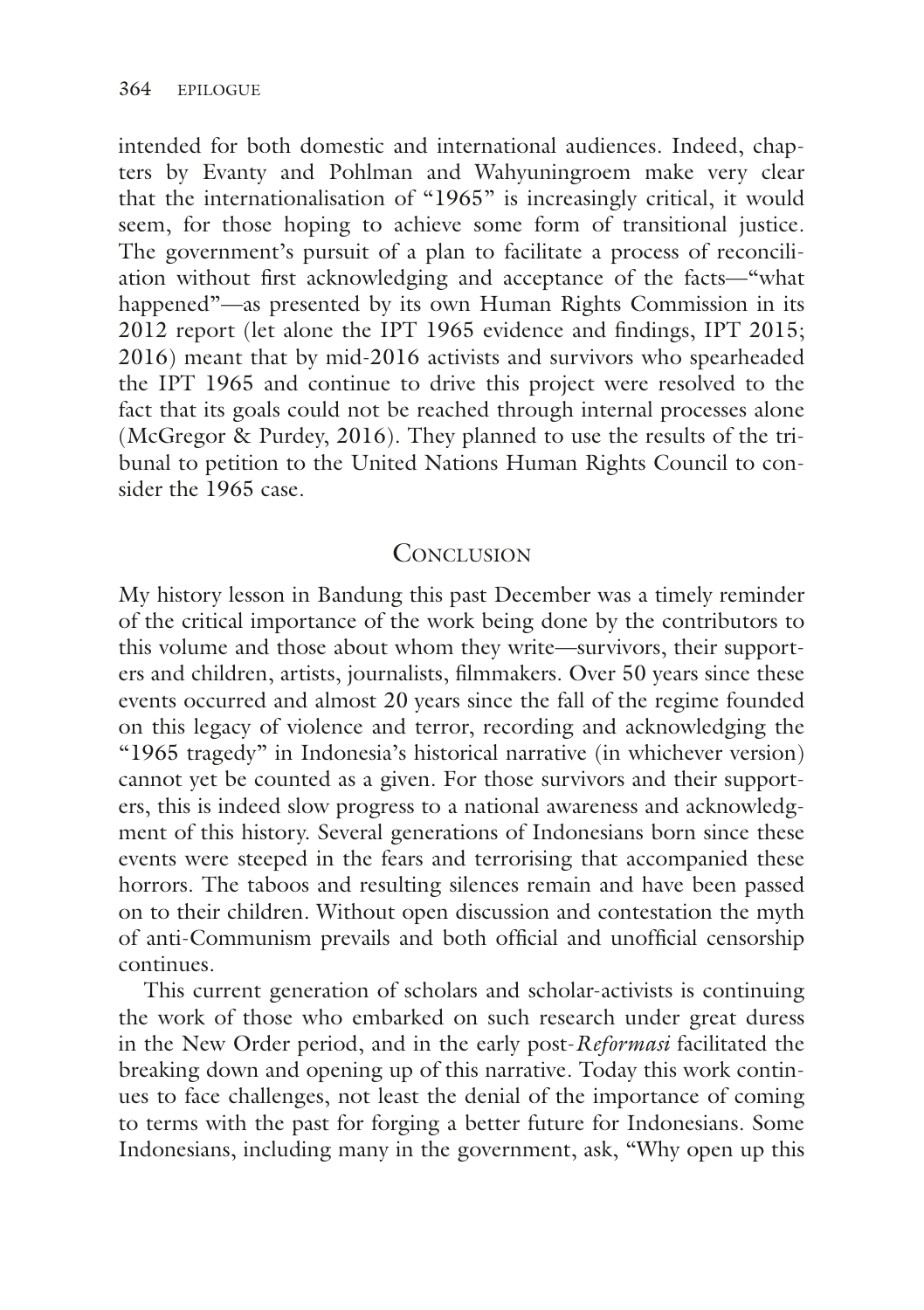intended for both domestic and international audiences. Indeed, chapters by Evanty and Pohlman and Wahyuningroem make very clear that the internationalisation of "1965" is increasingly critical, it would seem, for those hoping to achieve some form of transitional justice. The government's pursuit of a plan to facilitate a process of reconciliation without first acknowledging and acceptance of the facts—"what happened"—as presented by its own Human Rights Commission in its 2012 report (let alone the IPT 1965 evidence and findings, IPT 2015; 2016) meant that by mid-2016 activists and survivors who spearheaded the IPT 1965 and continue to drive this project were resolved to the fact that its goals could not be reached through internal processes alone (McGregor & Purdey, 2016). They planned to use the results of the tribunal to petition to the United Nations Human Rights Council to consider the 1965 case.

## Conclusion

My history lesson in Bandung this past December was a timely reminder of the critical importance of the work being done by the contributors to this volume and those about whom they write—survivors, their supporters and children, artists, journalists, filmmakers. Over 50 years since these events occurred and almost 20 years since the fall of the regime founded on this legacy of violence and terror, recording and acknowledging the "1965 tragedy" in Indonesia's historical narrative (in whichever version) cannot yet be counted as a given. For those survivors and their supporters, this is indeed slow progress to a national awareness and acknowledgment of this history. Several generations of Indonesians born since these events were steeped in the fears and terrorising that accompanied these horrors. The taboos and resulting silences remain and have been passed on to their children. Without open discussion and contestation the myth of anti-Communism prevails and both official and unofficial censorship continues.

This current generation of scholars and scholar-activists is continuing the work of those who embarked on such research under great duress in the New Order period, and in the early post-*Reformasi* facilitated the breaking down and opening up of this narrative. Today this work continues to face challenges, not least the denial of the importance of coming to terms with the past for forging a better future for Indonesians. Some Indonesians, including many in the government, ask, "Why open up this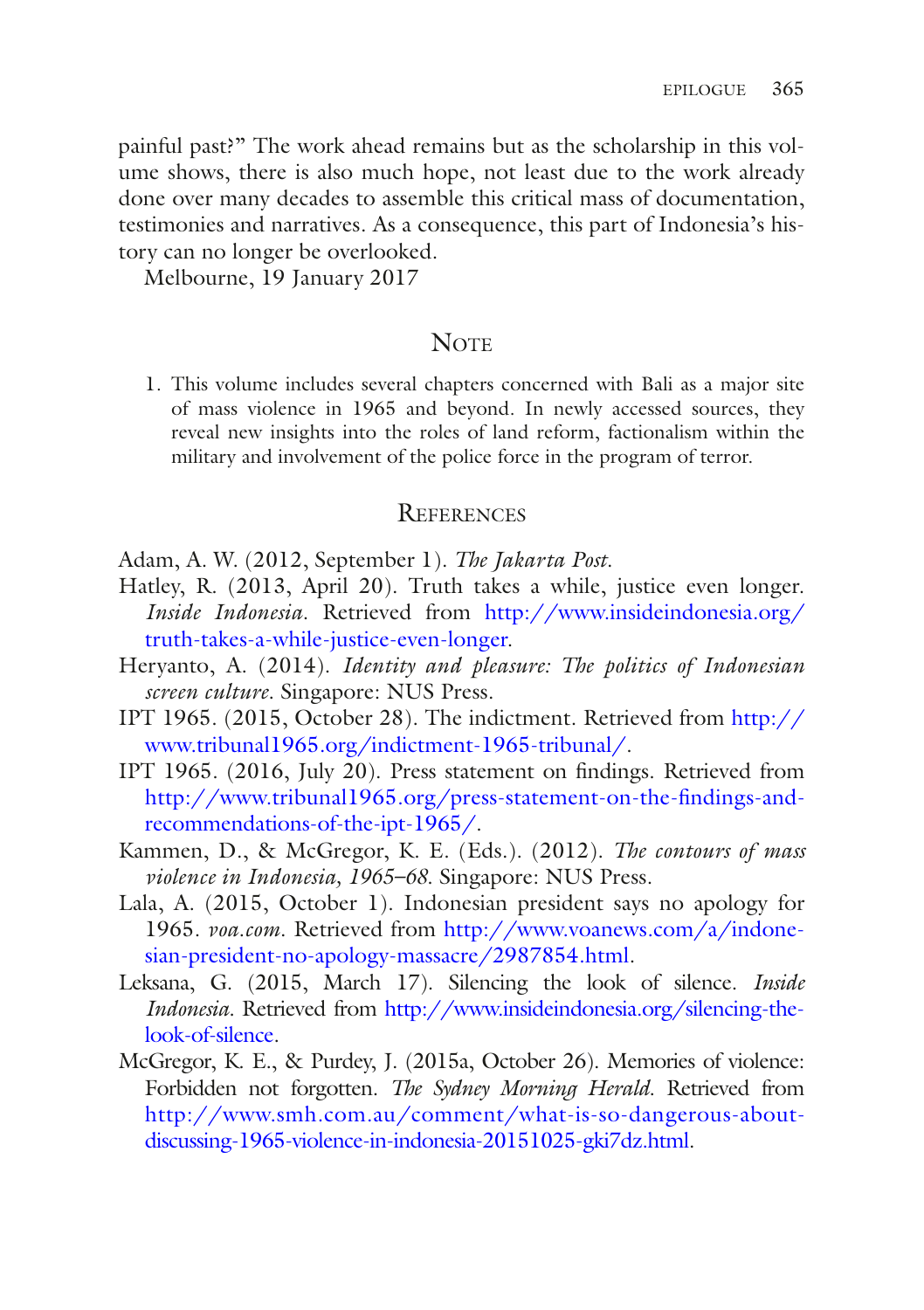painful past?" The work ahead remains but as the scholarship in this volume shows, there is also much hope, not least due to the work already done over many decades to assemble this critical mass of documentation, testimonies and narratives. As a consequence, this part of Indonesia's history can no longer be overlooked.

Melbourne, 19 January 2017

## Note

1. This volume includes several chapters concerned with Bali as a major site of mass violence in 1965 and beyond. In newly accessed sources, they reveal new insights into the roles of land reform, factionalism within the military and involvement of the police force in the program of terror.

## References

Adam, A. W. (2012, September 1). *The Jakarta Post*.

Hatley, R. (2013, April 20). Truth takes a while, justice even longer. *Inside Indonesia*. Retrieved from http://www.insideindonesia.org/truth-takes-a-while-justice-even-longer.

Heryanto, A. (2014). *Identity and pleasure: The politics of Indonesian screen culture*. Singapore: NUS Press.

IPT 1965. (2015, October 28). The indictment. Retrieved from http://www.tribunal1965.org/indictment-1965-tribunal/.

IPT 1965. (2016, July 20). Press statement on findings. Retrieved from http://www.tribunal1965.org/press-statement-on-the-findings-and-recommendations-of-the-ipt-1965/.

Kammen, D., & McGregor, K. E. (Eds.). (2012). *The contours of mass violence in Indonesia, 1965–68*. Singapore: NUS Press.

Lala, A. (2015, October 1). Indonesian president says no apology for 1965. *voa.com*. Retrieved from http://www.voanews.com/a/indonesian-president-no-apology-massacre/2987854.html.

Leksana, G. (2015, March 17). Silencing the look of silence. *Inside Indonesia*. Retrieved from http://www.insideindonesia.org/silencing-the-look-of-silence.

McGregor, K. E., & Purdey, J. (2015a, October 26). Memories of violence: Forbidden not forgotten. *The Sydney Morning Herald*. Retrieved from http://www.smh.com.au/comment/what-is-so-dangerous-about-discussing-1965-violence-in-indonesia-20151025-gki7dz.html.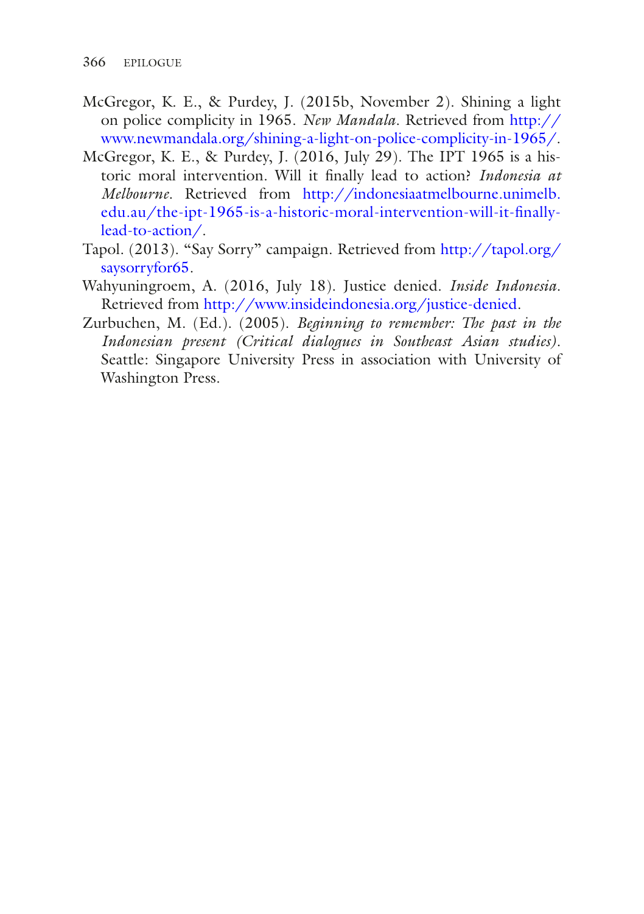McGregor, K. E., & Purdey, J. (2015b, November 2). Shining a light on police complicity in 1965. *New Mandala*. Retrieved from http://www.newmandala.org/shining-a-light-on-police-complicity-in-1965/.

McGregor, K. E., & Purdey, J. (2016, July 29). The IPT 1965 is a historic moral intervention. Will it finally lead to action? *Indonesia at Melbourne*. Retrieved from http://indonesiaatmelbourne.unimelb.edu.au/the-ipt-1965-is-a-historic-moral-intervention-will-it-finally-lead-to-action/.

Tapol. (2013). "Say Sorry" campaign. Retrieved from http://tapol.org/saysorryfor65.

Wahyuningroem, A. (2016, July 18). Justice denied. *Inside Indonesia*. Retrieved from http://www.insideindonesia.org/justice-denied.

Zurbuchen, M. (Ed.). (2005). *Beginning to remember: The past in the Indonesian present (Critical dialogues in Southeast Asian studies)*. Seattle: Singapore University Press in association with University of Washington Press.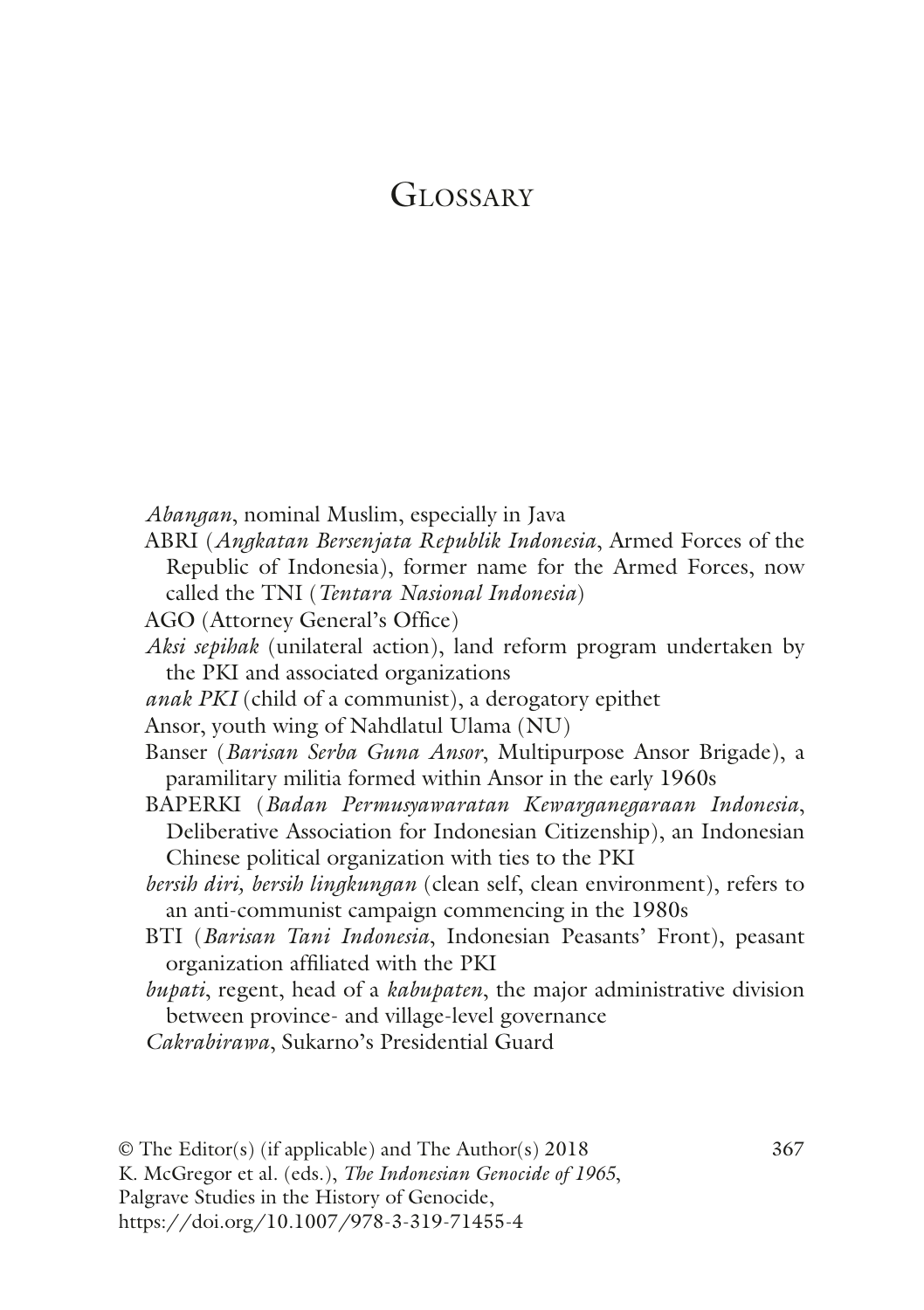# Glossary

*Abangan*, nominal Muslim, especially in Java

ABRI (*Angkatan Bersenjata Republik Indonesia*, Armed Forces of the Republic of Indonesia), former name for the Armed Forces, now called the TNI (*Tentara Nasional Indonesia*)

AGO (Attorney General's Office)

*Aksi sepihak* (unilateral action), land reform program undertaken by the PKI and associated organizations

*anak PKI* (child of a communist), a derogatory epithet

Ansor, youth wing of Nahdlatul Ulama (NU)

Banser (*Barisan Serba Guna Ansor*, Multipurpose Ansor Brigade), a paramilitary militia formed within Ansor in the early 1960s

BAPERKI (*Badan Permusyawaratan Kewarganegaraan Indonesia*, Deliberative Association for Indonesian Citizenship), an Indonesian Chinese political organization with ties to the PKI

*bersih diri, bersih lingkungan* (clean self, clean environment), refers to an anti-communist campaign commencing in the 1980s

BTI (*Barisan Tani Indonesia*, Indonesian Peasants' Front), peasant organization affiliated with the PKI

*bupati*, regent, head of a *kabupaten*, the major administrative division between province- and village-level governance

*Cakrabirawa*, Sukarno's Presidential Guard

© The Editor(s) (if applicable) and The Author(s) 2018
K. McGregor et al. (eds.), *The Indonesian Genocide of 1965*,
Palgrave Studies in the History of Genocide,
https://doi.org/10.1007/978-3-319-71455-4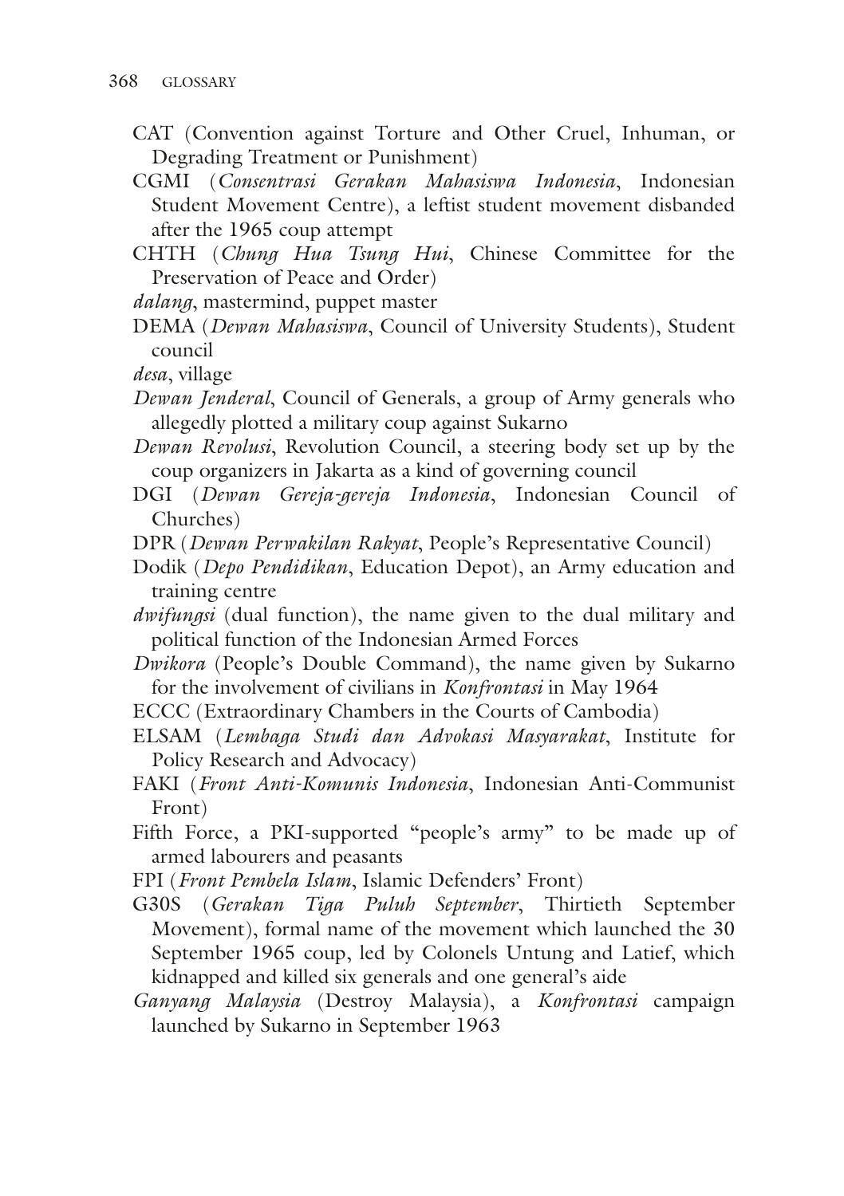CAT (Convention against Torture and Other Cruel, Inhuman, or Degrading Treatment or Punishment)

CGMI (*Consentrasi Gerakan Mahasiswa Indonesia*, Indonesian Student Movement Centre), a leftist student movement disbanded after the 1965 coup attempt

CHTH (*Chung Hua Tsung Hui*, Chinese Committee for the Preservation of Peace and Order)

*dalang*, mastermind, puppet master

DEMA (*Dewan Mahasiswa*, Council of University Students), Student council

*desa*, village

*Dewan Jenderal*, Council of Generals, a group of Army generals who allegedly plotted a military coup against Sukarno

*Dewan Revolusi*, Revolution Council, a steering body set up by the coup organizers in Jakarta as a kind of governing council

DGI (*Dewan Gereja-gereja Indonesia*, Indonesian Council of Churches)

DPR (*Dewan Perwakilan Rakyat*, People's Representative Council)

Dodik (*Depo Pendidikan*, Education Depot), an Army education and training centre

*dwifungsi* (dual function), the name given to the dual military and political function of the Indonesian Armed Forces

*Dwikora* (People's Double Command), the name given by Sukarno for the involvement of civilians in *Konfrontasi* in May 1964

ECCC (Extraordinary Chambers in the Courts of Cambodia)

ELSAM (*Lembaga Studi dan Advokasi Masyarakat*, Institute for Policy Research and Advocacy)

FAKI (*Front Anti-Komunis Indonesia*, Indonesian Anti-Communist Front)

Fifth Force, a PKI-supported "people's army" to be made up of armed labourers and peasants

FPI (*Front Pembela Islam*, Islamic Defenders' Front)

G30S (*Gerakan Tiga Puluh September*, Thirtieth September Movement), formal name of the movement which launched the 30 September 1965 coup, led by Colonels Untung and Latief, which kidnapped and killed six generals and one general's aide

*Ganyang Malaysia* (Destroy Malaysia), a *Konfrontasi* campaign launched by Sukarno in September 1963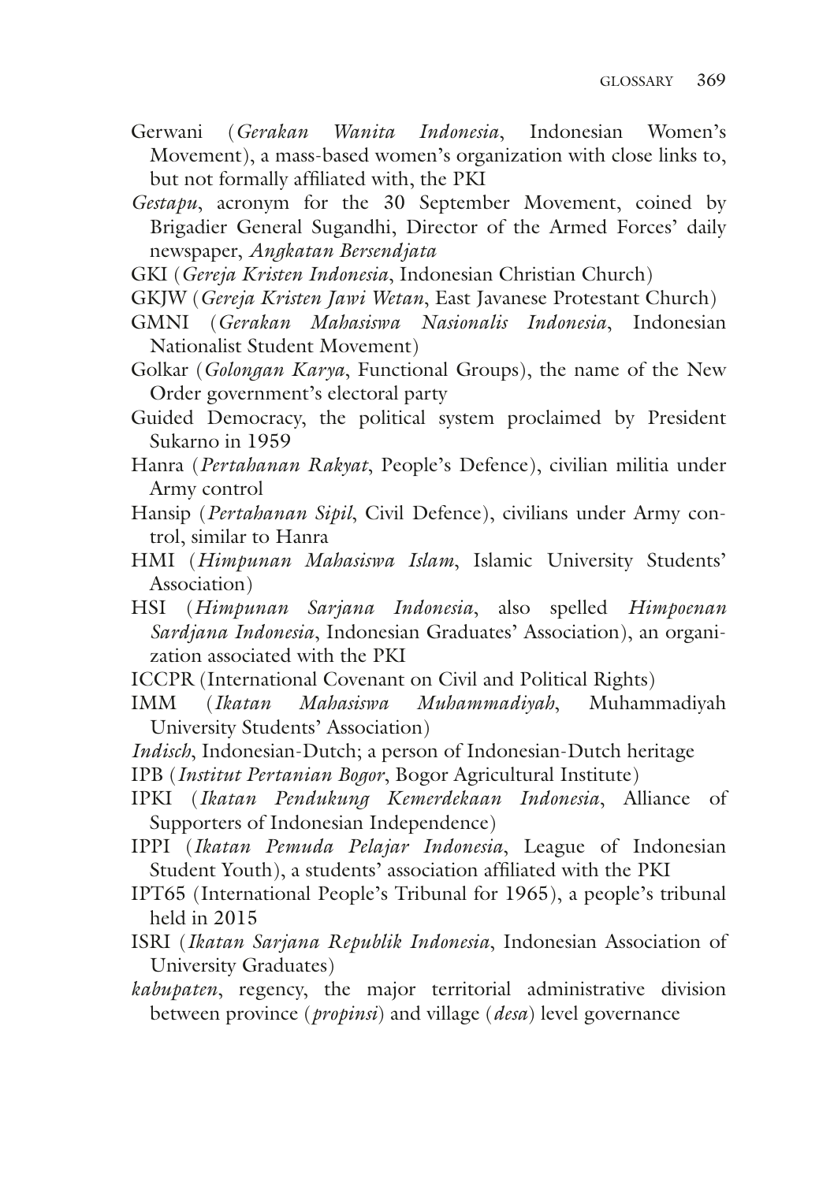Gerwani (*Gerakan Wanita Indonesia*, Indonesian Women's Movement), a mass-based women's organization with close links to, but not formally affiliated with, the PKI

*Gestapu*, acronym for the 30 September Movement, coined by Brigadier General Sugandhi, Director of the Armed Forces' daily newspaper, *Angkatan Bersendjata*

GKI (*Gereja Kristen Indonesia*, Indonesian Christian Church)

GKJW (*Gereja Kristen Jawi Wetan*, East Javanese Protestant Church)

GMNI (*Gerakan Mahasiswa Nasionalis Indonesia*, Indonesian Nationalist Student Movement)

Golkar (*Golongan Karya*, Functional Groups), the name of the New Order government's electoral party

Guided Democracy, the political system proclaimed by President Sukarno in 1959

Hanra (*Pertahanan Rakyat*, People's Defence), civilian militia under Army control

Hansip (*Pertahanan Sipil*, Civil Defence), civilians under Army control, similar to Hanra

HMI (*Himpunan Mahasiswa Islam*, Islamic University Students' Association)

HSI (*Himpunan Sarjana Indonesia*, also spelled *Himpoenan Sardjana Indonesia*, Indonesian Graduates' Association), an organization associated with the PKI

ICCPR (International Covenant on Civil and Political Rights)

IMM (*Ikatan Mahasiswa Muhammadiyah*, Muhammadiyah University Students' Association)

*Indisch*, Indonesian-Dutch; a person of Indonesian-Dutch heritage

IPB (*Institut Pertanian Bogor*, Bogor Agricultural Institute)

IPKI (*Ikatan Pendukung Kemerdekaan Indonesia*, Alliance of Supporters of Indonesian Independence)

IPPI (*Ikatan Pemuda Pelajar Indonesia*, League of Indonesian Student Youth), a students' association affiliated with the PKI

IPT65 (International People's Tribunal for 1965), a people's tribunal held in 2015

ISRI (*Ikatan Sarjana Republik Indonesia*, Indonesian Association of University Graduates)

*kabupaten*, regency, the major territorial administrative division between province (*propinsi*) and village (*desa*) level governance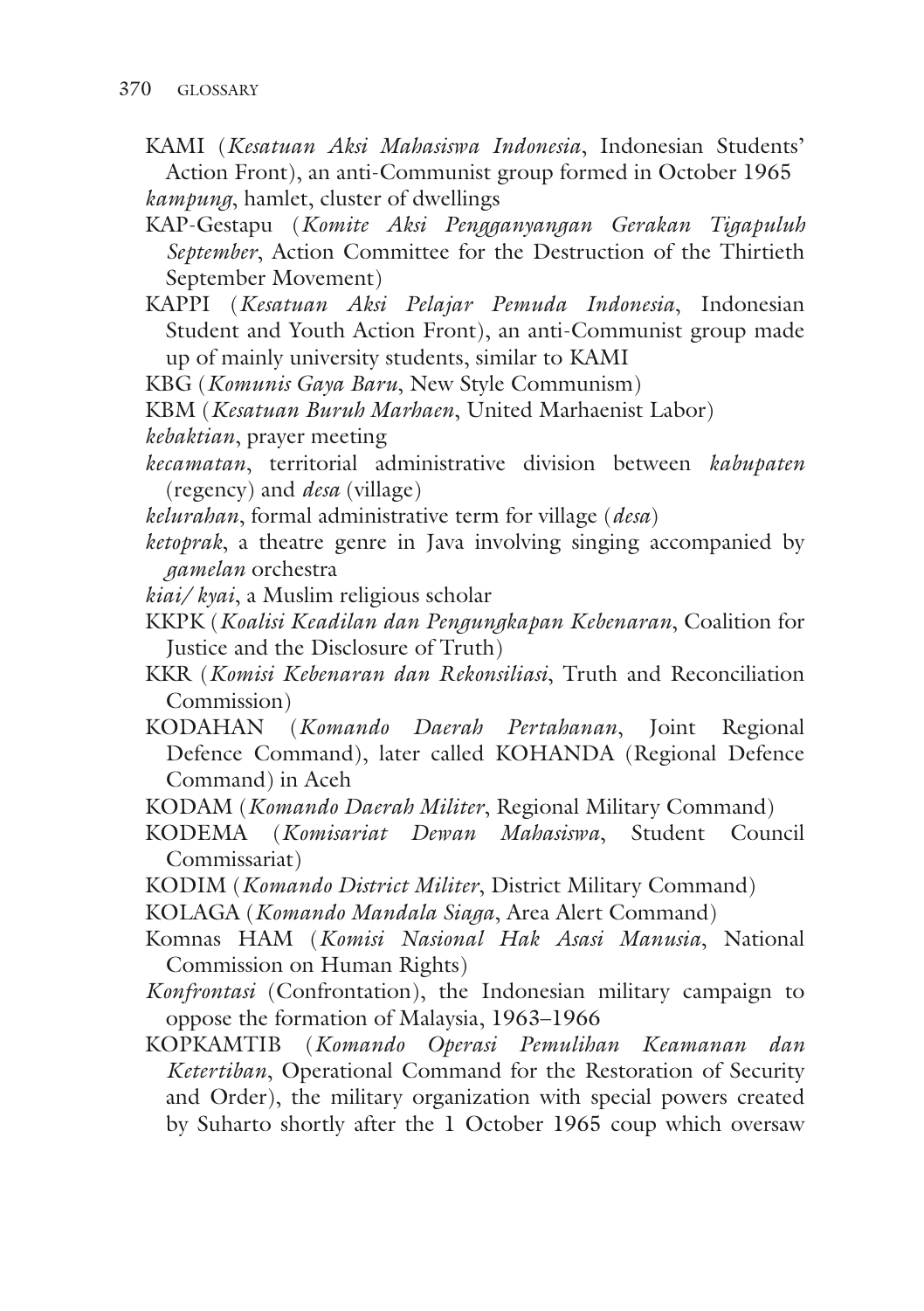KAMI (*Kesatuan Aksi Mahasiswa Indonesia*, Indonesian Students' Action Front), an anti-Communist group formed in October 1965

*kampung*, hamlet, cluster of dwellings

KAP-Gestapu (*Komite Aksi Pengganyangan Gerakan Tigapuluh September*, Action Committee for the Destruction of the Thirtieth September Movement)

KAPPI (*Kesatuan Aksi Pelajar Pemuda Indonesia*, Indonesian Student and Youth Action Front), an anti-Communist group made up of mainly university students, similar to KAMI

KBG (*Komunis Gaya Baru*, New Style Communism)

KBM (*Kesatuan Buruh Marhaen*, United Marhaenist Labor)

*kebaktian*, prayer meeting

*kecamatan*, territorial administrative division between *kabupaten* (regency) and *desa* (village)

*kelurahan*, formal administrative term for village (*desa*)

*ketoprak*, a theatre genre in Java involving singing accompanied by *gamelan* orchestra

*kiai/kyai*, a Muslim religious scholar

KKPK (*Koalisi Keadilan dan Pengungkapan Kebenaran*, Coalition for Justice and the Disclosure of Truth)

KKR (*Komisi Kebenaran dan Rekonsiliasi*, Truth and Reconciliation Commission)

KODAHAN (*Komando Daerah Pertahanan*, Joint Regional Defence Command), later called KOHANDA (Regional Defence Command) in Aceh

KODAM (*Komando Daerah Militer*, Regional Military Command)

KODEMA (*Komisariat Dewan Mahasiswa*, Student Council Commissariat)

KODIM (*Komando District Militer*, District Military Command)

KOLAGA (*Komando Mandala Siaga*, Area Alert Command)

Komnas HAM (*Komisi Nasional Hak Asasi Manusia*, National Commission on Human Rights)

*Konfrontasi* (Confrontation), the Indonesian military campaign to oppose the formation of Malaysia, 1963–1966

KOPKAMTIB (*Komando Operasi Pemulihan Keamanan dan Ketertiban*, Operational Command for the Restoration of Security and Order), the military organization with special powers created by Suharto shortly after the 1 October 1965 coup which oversaw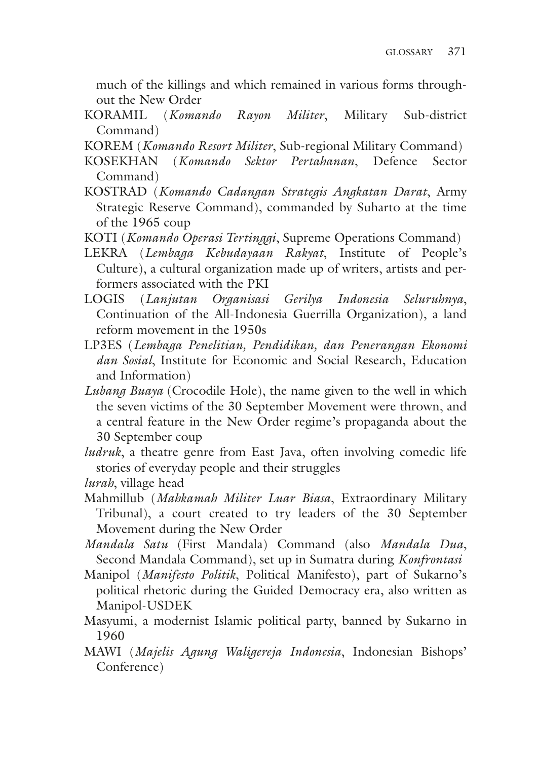much of the killings and which remained in various forms throughout the New Order

KORAMIL (*Komando Rayon Militer*, Military Sub-district Command)

KOREM (*Komando Resort Militer*, Sub-regional Military Command)

KOSEKHAN (*Komando Sektor Pertahanan*, Defence Sector Command)

KOSTRAD (*Komando Cadangan Strategis Angkatan Darat*, Army Strategic Reserve Command), commanded by Suharto at the time of the 1965 coup

KOTI (*Komando Operasi Tertinggi*, Supreme Operations Command)

LEKRA (*Lembaga Kebudayaan Rakyat*, Institute of People's Culture), a cultural organization made up of writers, artists and performers associated with the PKI

LOGIS (*Lanjutan Organisasi Gerilya Indonesia Seluruhnya*, Continuation of the All-Indonesia Guerrilla Organization), a land reform movement in the 1950s

LP3ES (*Lembaga Penelitian, Pendidikan, dan Penerangan Ekonomi dan Sosial*, Institute for Economic and Social Research, Education and Information)

*Lubang Buaya* (Crocodile Hole), the name given to the well in which the seven victims of the 30 September Movement were thrown, and a central feature in the New Order regime's propaganda about the 30 September coup

*ludruk*, a theatre genre from East Java, often involving comedic life stories of everyday people and their struggles

*lurah*, village head

Mahmillub (*Mahkamah Militer Luar Biasa*, Extraordinary Military Tribunal), a court created to try leaders of the 30 September Movement during the New Order

*Mandala Satu* (First Mandala) Command (also *Mandala Dua*, Second Mandala Command), set up in Sumatra during *Konfrontasi*

Manipol (*Manifesto Politik*, Political Manifesto), part of Sukarno's political rhetoric during the Guided Democracy era, also written as Manipol-USDEK

Masyumi, a modernist Islamic political party, banned by Sukarno in 1960

MAWI (*Majelis Agung Waligereja Indonesia*, Indonesian Bishops' Conference)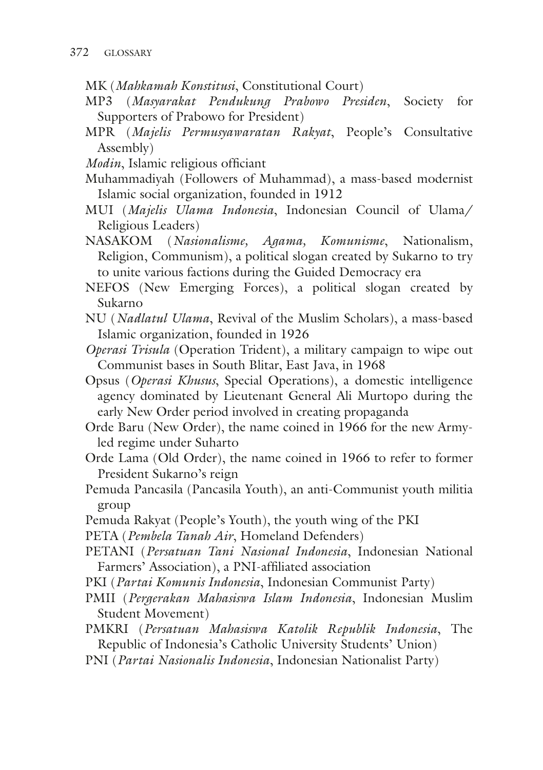MK (*Mahkamah Konstitusi*, Constitutional Court)

MP3 (*Masyarakat Pendukung Prabowo Presiden*, Society for Supporters of Prabowo for President)

MPR (*Majelis Permusyawaratan Rakyat*, People's Consultative Assembly)

*Modin*, Islamic religious officiant

Muhammadiyah (Followers of Muhammad), a mass-based modernist Islamic social organization, founded in 1912

MUI (*Majelis Ulama Indonesia*, Indonesian Council of Ulama/ Religious Leaders)

NASAKOM (*Nasionalisme, Agama, Komunisme*, Nationalism, Religion, Communism), a political slogan created by Sukarno to try to unite various factions during the Guided Democracy era

NEFOS (New Emerging Forces), a political slogan created by Sukarno

NU (*Nadlatul Ulama*, Revival of the Muslim Scholars), a mass-based Islamic organization, founded in 1926

*Operasi Trisula* (Operation Trident), a military campaign to wipe out Communist bases in South Blitar, East Java, in 1968

Opsus (*Operasi Khusus*, Special Operations), a domestic intelligence agency dominated by Lieutenant General Ali Murtopo during the early New Order period involved in creating propaganda

Orde Baru (New Order), the name coined in 1966 for the new Army-led regime under Suharto

Orde Lama (Old Order), the name coined in 1966 to refer to former President Sukarno's reign

Pemuda Pancasila (Pancasila Youth), an anti-Communist youth militia group

Pemuda Rakyat (People's Youth), the youth wing of the PKI

PETA (*Pembela Tanah Air*, Homeland Defenders)

PETANI (*Persatuan Tani Nasional Indonesia*, Indonesian National Farmers' Association), a PNI-affiliated association

PKI (*Partai Komunis Indonesia*, Indonesian Communist Party)

PMII (*Pergerakan Mahasiswa Islam Indonesia*, Indonesian Muslim Student Movement)

PMKRI (*Persatuan Mahasiswa Katolik Republik Indonesia*, The Republic of Indonesia's Catholic University Students' Union)

PNI (*Partai Nasionalis Indonesia*, Indonesian Nationalist Party)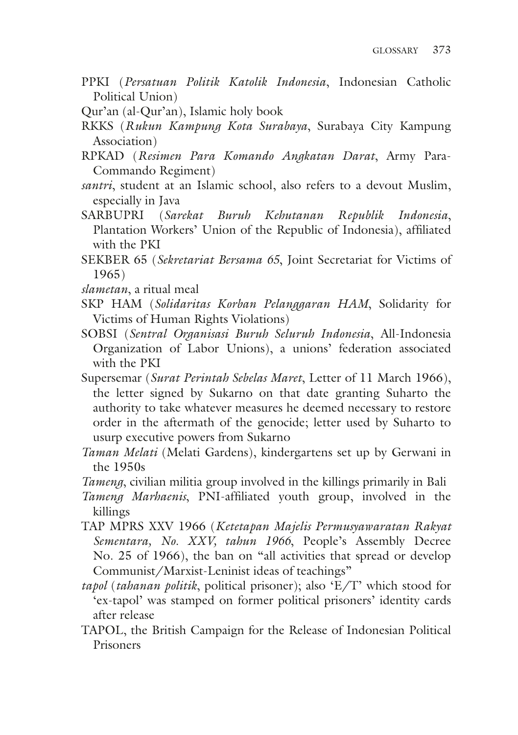PPKI (*Persatuan Politik Katolik Indonesia*, Indonesian Catholic Political Union)

Qur'an (al-Qur'an), Islamic holy book

RKKS (*Rukun Kampung Kota Surabaya*, Surabaya City Kampung Association)

RPKAD (*Resimen Para Komando Angkatan Darat*, Army Para-Commando Regiment)

*santri*, student at an Islamic school, also refers to a devout Muslim, especially in Java

SARBUPRI (*Sarekat Buruh Kehutanan Republik Indonesia*, Plantation Workers' Union of the Republic of Indonesia), affiliated with the PKI

SEKBER 65 (*Sekretariat Bersama 65*, Joint Secretariat for Victims of 1965)

*slametan*, a ritual meal

SKP HAM (*Solidaritas Korban Pelanggaran HAM*, Solidarity for Victims of Human Rights Violations)

SOBSI (*Sentral Organisasi Buruh Seluruh Indonesia*, All-Indonesia Organization of Labor Unions), a unions' federation associated with the PKI

Supersemar (*Surat Perintah Sebelas Maret*, Letter of 11 March 1966), the letter signed by Sukarno on that date granting Suharto the authority to take whatever measures he deemed necessary to restore order in the aftermath of the genocide; letter used by Suharto to usurp executive powers from Sukarno

*Taman Melati* (Melati Gardens), kindergartens set up by Gerwani in the 1950s

*Tameng*, civilian militia group involved in the killings primarily in Bali

*Tameng Marhaenis*, PNI-affiliated youth group, involved in the killings

TAP MPRS XXV 1966 (*Ketetapan Majelis Permusyawaratan Rakyat Sementara, No. XXV, tahun 1966*, People's Assembly Decree No. 25 of 1966), the ban on "all activities that spread or develop Communist/Marxist-Leninist ideas of teachings"

*tapol* (*tahanan politik*, political prisoner); also 'E/T' which stood for 'ex-tapol' was stamped on former political prisoners' identity cards after release

TAPOL, the British Campaign for the Release of Indonesian Political Prisoners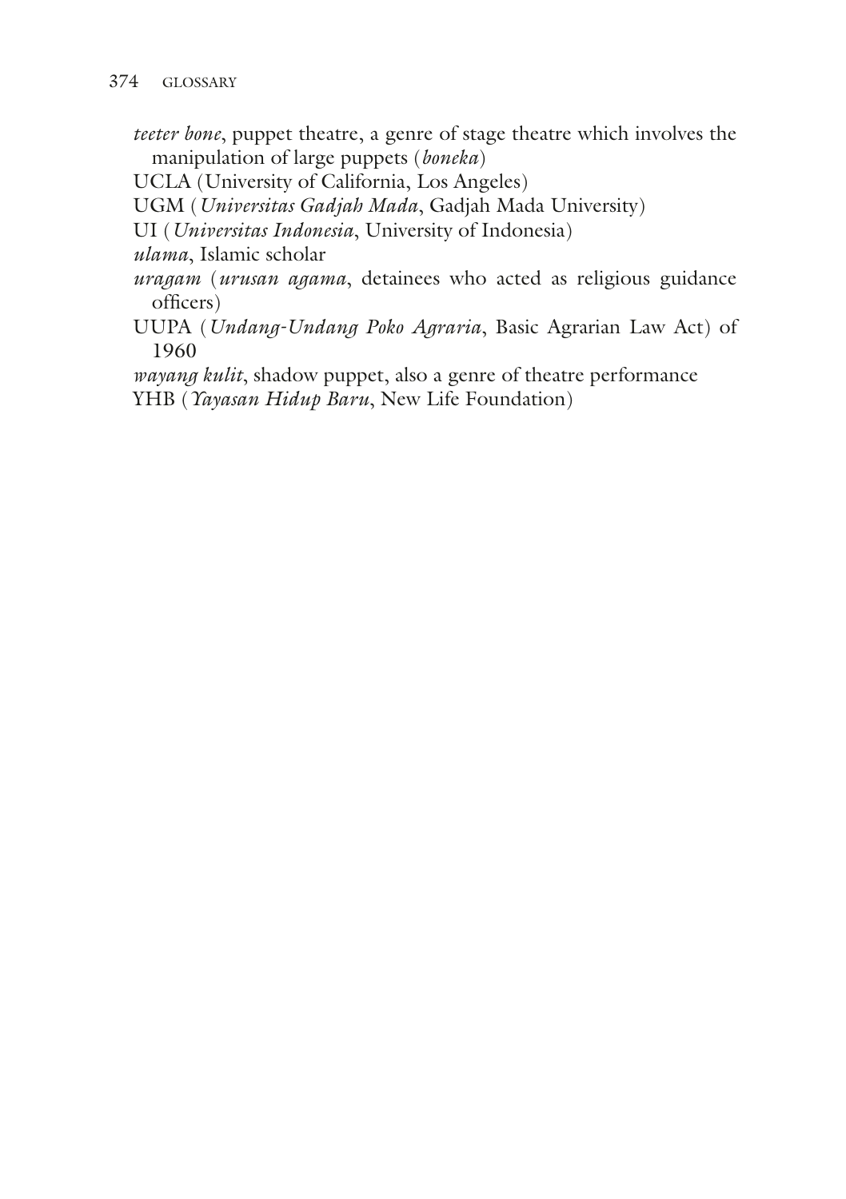*teeter bone*, puppet theatre, a genre of stage theatre which involves the manipulation of large puppets (*boneka*)

UCLA (University of California, Los Angeles)

UGM (*Universitas Gadjah Mada*, Gadjah Mada University)

UI (*Universitas Indonesia*, University of Indonesia)

*ulama*, Islamic scholar

*uragam* (*urusan agama*, detainees who acted as religious guidance officers)

UUPA (*Undang-Undang Poko Agraria*, Basic Agrarian Law Act) of 1960

*wayang kulit*, shadow puppet, also a genre of theatre performance

YHB (*Yayasan Hidup Baru*, New Life Foundation)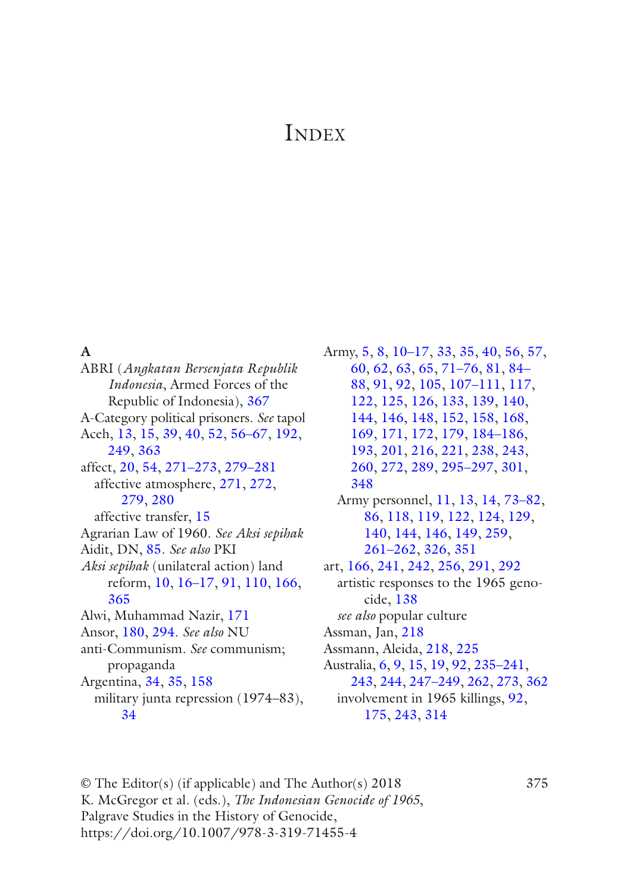# Index

**A**

ABRI (*Angkatan Bersenjata Republik Indonesia*, Armed Forces of the Republic of Indonesia), 367
A-Category political prisoners. *See* tapol
Aceh, 13, 15, 39, 40, 52, 56–67, 192, 249, 363
affect, 20, 54, 271–273, 279–281
  affective atmosphere, 271, 272, 279, 280
  affective transfer, 15
Agrarian Law of 1960. *See Aksi sepihak*
Aidit, DN, 85. *See also* PKI
*Aksi sepihak* (unilateral action) land reform, 10, 16–17, 91, 110, 166, 365
Alwi, Muhammad Nazir, 171
Ansor, 180, 294. *See also* NU
anti-Communism. *See* communism; propaganda
Argentina, 34, 35, 158
  military junta repression (1974–83), 34

Army, 5, 8, 10–17, 33, 35, 40, 56, 57, 60, 62, 63, 65, 71–76, 81, 84–88, 91, 92, 105, 107–111, 117, 122, 125, 126, 133, 139, 140, 144, 146, 148, 152, 158, 168, 169, 171, 172, 179, 184–186, 193, 201, 216, 221, 238, 243, 260, 272, 289, 295–297, 301, 348
  Army personnel, 11, 13, 14, 73–82, 86, 118, 119, 122, 124, 129, 140, 144, 146, 149, 259, 261–262, 326, 351
art, 166, 241, 242, 256, 291, 292
  artistic responses to the 1965 genocide, 138
  *see also* popular culture
Assman, Jan, 218
Assmann, Aleida, 218, 225
Australia, 6, 9, 15, 19, 92, 235–241, 243, 244, 247–249, 262, 273, 362
  involvement in 1965 killings, 92, 175, 243, 314

© The Editor(s) (if applicable) and The Author(s) 2018
K. McGregor et al. (eds.), *The Indonesian Genocide of 1965*,
Palgrave Studies in the History of Genocide,
https://doi.org/10.1007/978-3-319-71455-4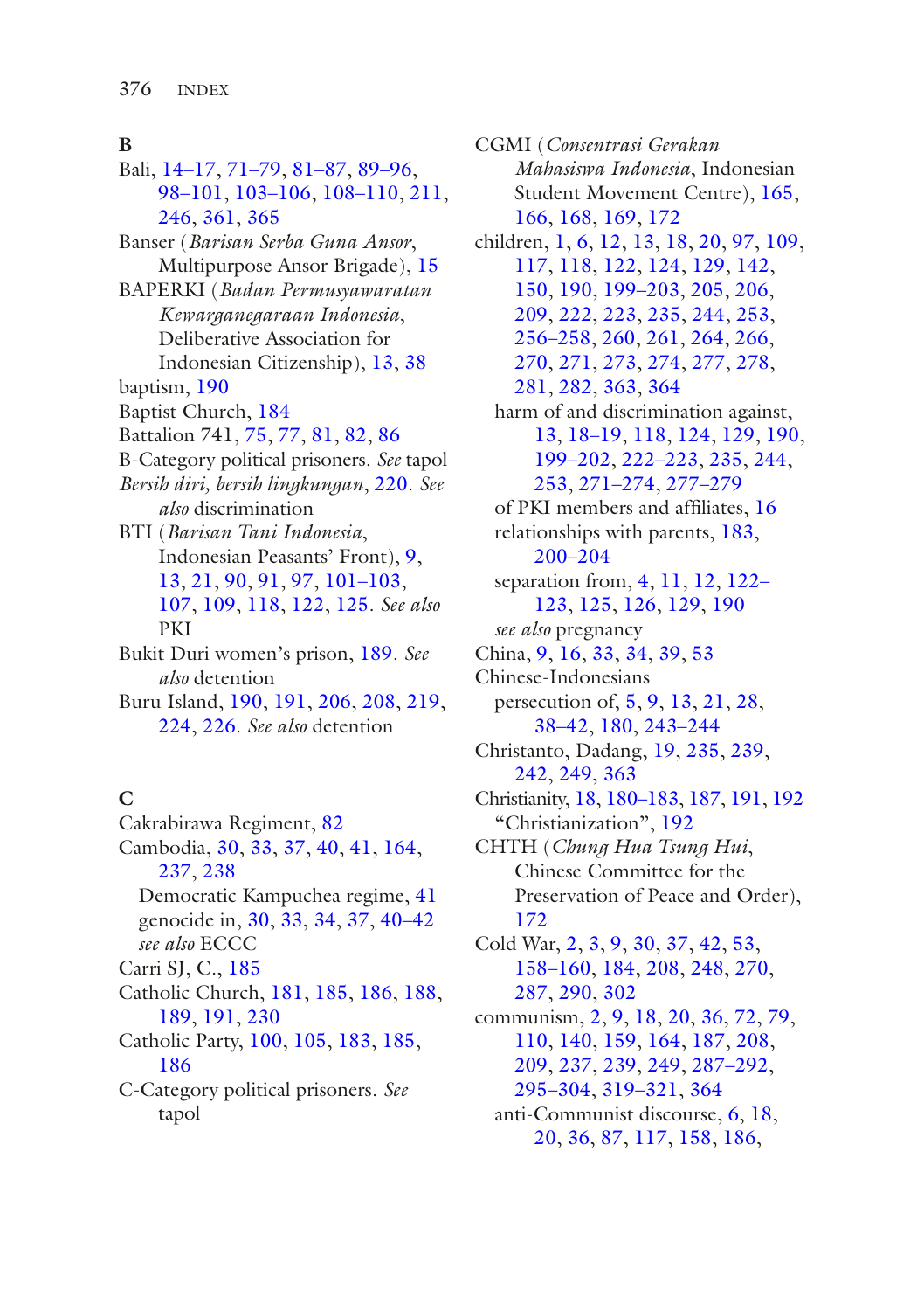## B

Bali, 14–17, 71–79, 81–87, 89–96, 98–101, 103–106, 108–110, 211, 246, 361, 365

Banser (*Barisan Serba Guna Ansor*, Multipurpose Ansor Brigade), 15

BAPERKI (*Badan Permusyawaratan Kewarganegaraan Indonesia*, Deliberative Association for Indonesian Citizenship), 13, 38

baptism, 190

Baptist Church, 184

Battalion 741, 75, 77, 81, 82, 86

B-Category political prisoners. *See* tapol

*Bersih diri, bersih lingkungan*, 220. *See also* discrimination

BTI (*Barisan Tani Indonesia*, Indonesian Peasants' Front), 9, 13, 21, 90, 91, 97, 101–103, 107, 109, 118, 122, 125. *See also* PKI

Bukit Duri women's prison, 189. *See also* detention

Buru Island, 190, 191, 206, 208, 219, 224, 226. *See also* detention

## C

Cakrabirawa Regiment, 82

Cambodia, 30, 33, 37, 40, 41, 164, 237, 238
- Democratic Kampuchea regime, 41
- genocide in, 30, 33, 34, 37, 40–42
- *see also* ECCC

Carri SJ, C., 185

Catholic Church, 181, 185, 186, 188, 189, 191, 230

Catholic Party, 100, 105, 183, 185, 186

C-Category political prisoners. *See* tapol

CGMI (*Consentrasi Gerakan Mahasiswa Indonesia*, Indonesian Student Movement Centre), 165, 166, 168, 169, 172

children, 1, 6, 12, 13, 18, 20, 97, 109, 117, 118, 122, 124, 129, 142, 150, 190, 199–203, 205, 206, 209, 222, 223, 235, 244, 253, 256–258, 260, 261, 264, 266, 270, 271, 273, 274, 277, 278, 281, 282, 363, 364
- harm of and discrimination against, 13, 18–19, 118, 124, 129, 190, 199–202, 222–223, 235, 244, 253, 271–274, 277–279
- of PKI members and affiliates, 16
- relationships with parents, 183, 200–204
- separation from, 4, 11, 12, 122–123, 125, 126, 129, 190
- *see also* pregnancy

China, 9, 16, 33, 34, 39, 53

Chinese-Indonesians
- persecution of, 5, 9, 13, 21, 28, 38–42, 180, 243–244

Christanto, Dadang, 19, 235, 239, 242, 249, 363

Christianity, 18, 180–183, 187, 191, 192
- "Christianization", 192

CHTH (*Chung Hua Tsung Hui*, Chinese Committee for the Preservation of Peace and Order), 172

Cold War, 2, 3, 9, 30, 37, 42, 53, 158–160, 184, 208, 248, 270, 287, 290, 302

communism, 2, 9, 18, 20, 36, 72, 79, 110, 140, 159, 164, 187, 208, 209, 237, 239, 249, 287–292, 295–304, 319–321, 364
- anti-Communist discourse, 6, 18, 20, 36, 87, 117, 158, 186,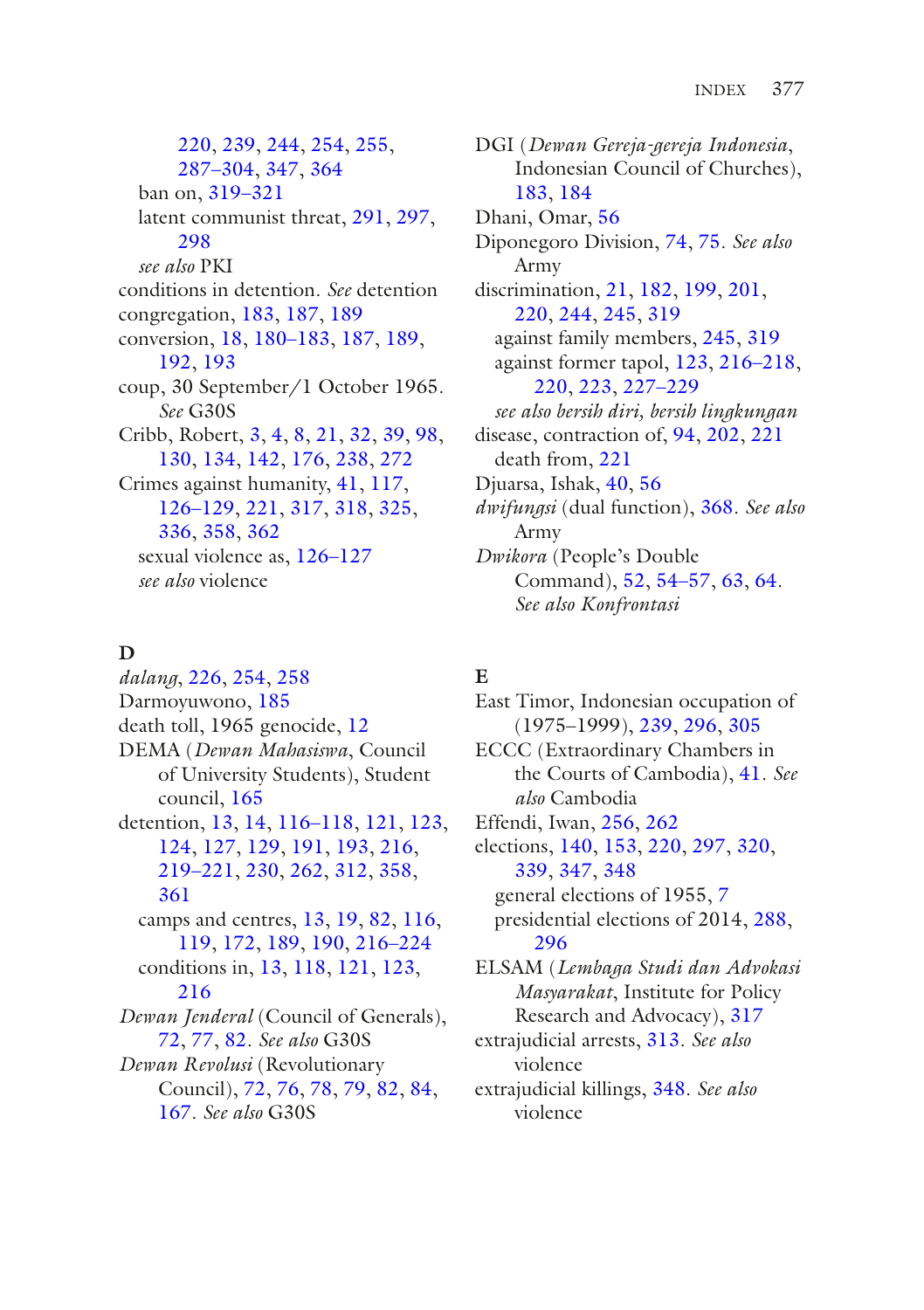220, 239, 244, 254, 255, 287–304, 347, 364
  ban on, 319–321
  latent communist threat, 291, 297, 298
  *see also* PKI
conditions in detention. *See* detention
congregation, 183, 187, 189
conversion, 18, 180–183, 187, 189, 192, 193
coup, 30 September/1 October 1965. *See* G30S
Cribb, Robert, 3, 4, 8, 21, 32, 39, 98, 130, 134, 142, 176, 238, 272
Crimes against humanity, 41, 117, 126–129, 221, 317, 318, 325, 336, 358, 362
  sexual violence as, 126–127
  *see also* violence

**D**

*dalang*, 226, 254, 258
Darmoyuwono, 185
death toll, 1965 genocide, 12
DEMA (*Dewan Mahasiswa*, Council of University Students), Student council, 165
detention, 13, 14, 116–118, 121, 123, 124, 127, 129, 191, 193, 216, 219–221, 230, 262, 312, 358, 361
  camps and centres, 13, 19, 82, 116, 119, 172, 189, 190, 216–224
  conditions in, 13, 118, 121, 123, 216
*Dewan Jenderal* (Council of Generals), 72, 77, 82. *See also* G30S
*Dewan Revolusi* (Revolutionary Council), 72, 76, 78, 79, 82, 84, 167. *See also* G30S
DGI (*Dewan Gereja-gereja Indonesia*, Indonesian Council of Churches), 183, 184
Dhani, Omar, 56
Diponegoro Division, 74, 75. *See also* Army
discrimination, 21, 182, 199, 201, 220, 244, 245, 319
  against family members, 245, 319
  against former tapol, 123, 216–218, 220, 223, 227–229
  *see also bersih diri, bersih lingkungan*
disease, contraction of, 94, 202, 221
  death from, 221
Djuarsa, Ishak, 40, 56
*dwifungsi* (dual function), 368. *See also* Army
*Dwikora* (People's Double Command), 52, 54–57, 63, 64. *See also Konfrontasi*

**E**

East Timor, Indonesian occupation of (1975–1999), 239, 296, 305
ECCC (Extraordinary Chambers in the Courts of Cambodia), 41. *See also* Cambodia
Effendi, Iwan, 256, 262
elections, 140, 153, 220, 297, 320, 339, 347, 348
  general elections of 1955, 7
  presidential elections of 2014, 288, 296
ELSAM (*Lembaga Studi dan Advokasi Masyarakat*, Institute for Policy Research and Advocacy), 317
extrajudicial arrests, 313. *See also* violence
extrajudicial killings, 348. *See also* violence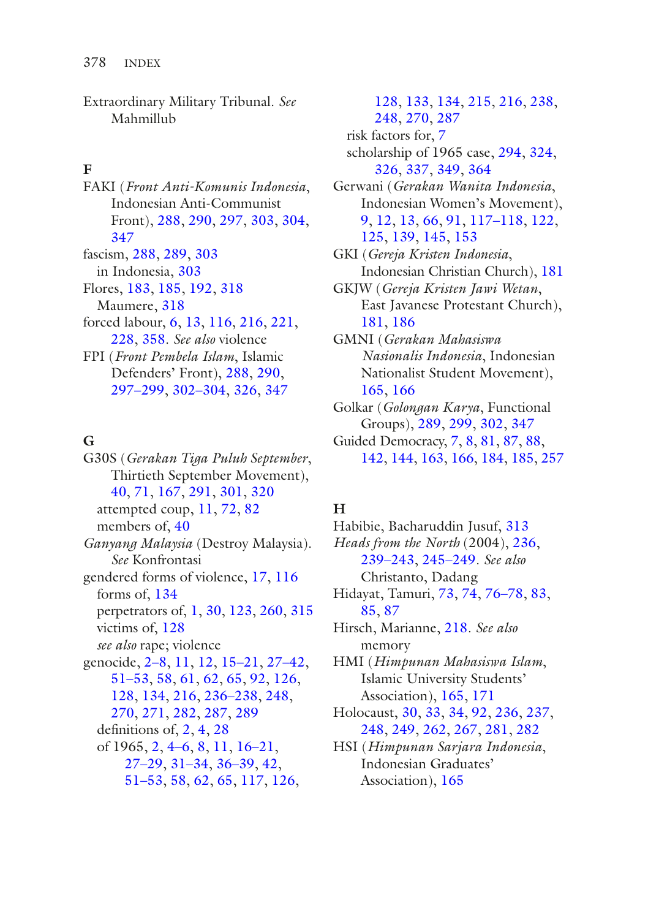Extraordinary Military Tribunal. *See* Mahmillub

**F**

FAKI (*Front Anti-Komunis Indonesia*, Indonesian Anti-Communist Front), 288, 290, 297, 303, 304, 347

fascism, 288, 289, 303
- in Indonesia, 303

Flores, 183, 185, 192, 318
- Maumere, 318

forced labour, 6, 13, 116, 216, 221, 228, 358. *See also* violence

FPI (*Front Pembela Islam*, Islamic Defenders' Front), 288, 290, 297–299, 302–304, 326, 347

**G**

G30S (*Gerakan Tiga Puluh September*, Thirtieth September Movement), 40, 71, 167, 291, 301, 320
- attempted coup, 11, 72, 82
- members of, 40

*Ganyang Malaysia* (Destroy Malaysia). *See* Konfrontasi

gendered forms of violence, 17, 116
- forms of, 134
- perpetrators of, 1, 30, 123, 260, 315
- victims of, 128
- *see also* rape; violence

genocide, 2–8, 11, 12, 15–21, 27–42, 51–53, 58, 61, 62, 65, 92, 126, 128, 134, 216, 236–238, 248, 270, 271, 282, 287, 289
- definitions of, 2, 4, 28
- of 1965, 2, 4–6, 8, 11, 16–21, 27–29, 31–34, 36–39, 42, 51–53, 58, 62, 65, 117, 126, 128, 133, 134, 215, 216, 238, 248, 270, 287
- risk factors for, 7
- scholarship of 1965 case, 294, 324, 326, 337, 349, 364

Gerwani (*Gerakan Wanita Indonesia*, Indonesian Women's Movement), 9, 12, 13, 66, 91, 117–118, 122, 125, 139, 145, 153

GKI (*Gereja Kristen Indonesia*, Indonesian Christian Church), 181

GKJW (*Gereja Kristen Jawi Wetan*, East Javanese Protestant Church), 181, 186

GMNI (*Gerakan Mahasiswa Nasionalis Indonesia*, Indonesian Nationalist Student Movement), 165, 166

Golkar (*Golongan Karya*, Functional Groups), 289, 299, 302, 347

Guided Democracy, 7, 8, 81, 87, 88, 142, 144, 163, 166, 184, 185, 257

**H**

Habibie, Bacharuddin Jusuf, 313

*Heads from the North* (2004), 236, 239–243, 245–249. *See also* Christanto, Dadang

Hidayat, Tamuri, 73, 74, 76–78, 83, 85, 87

Hirsch, Marianne, 218. *See also* memory

HMI (*Himpunan Mahasiswa Islam*, Islamic University Students' Association), 165, 171

Holocaust, 30, 33, 34, 92, 236, 237, 248, 249, 262, 267, 281, 282

HSI (*Himpunan Sarjara Indonesia*, Indonesian Graduates' Association), 165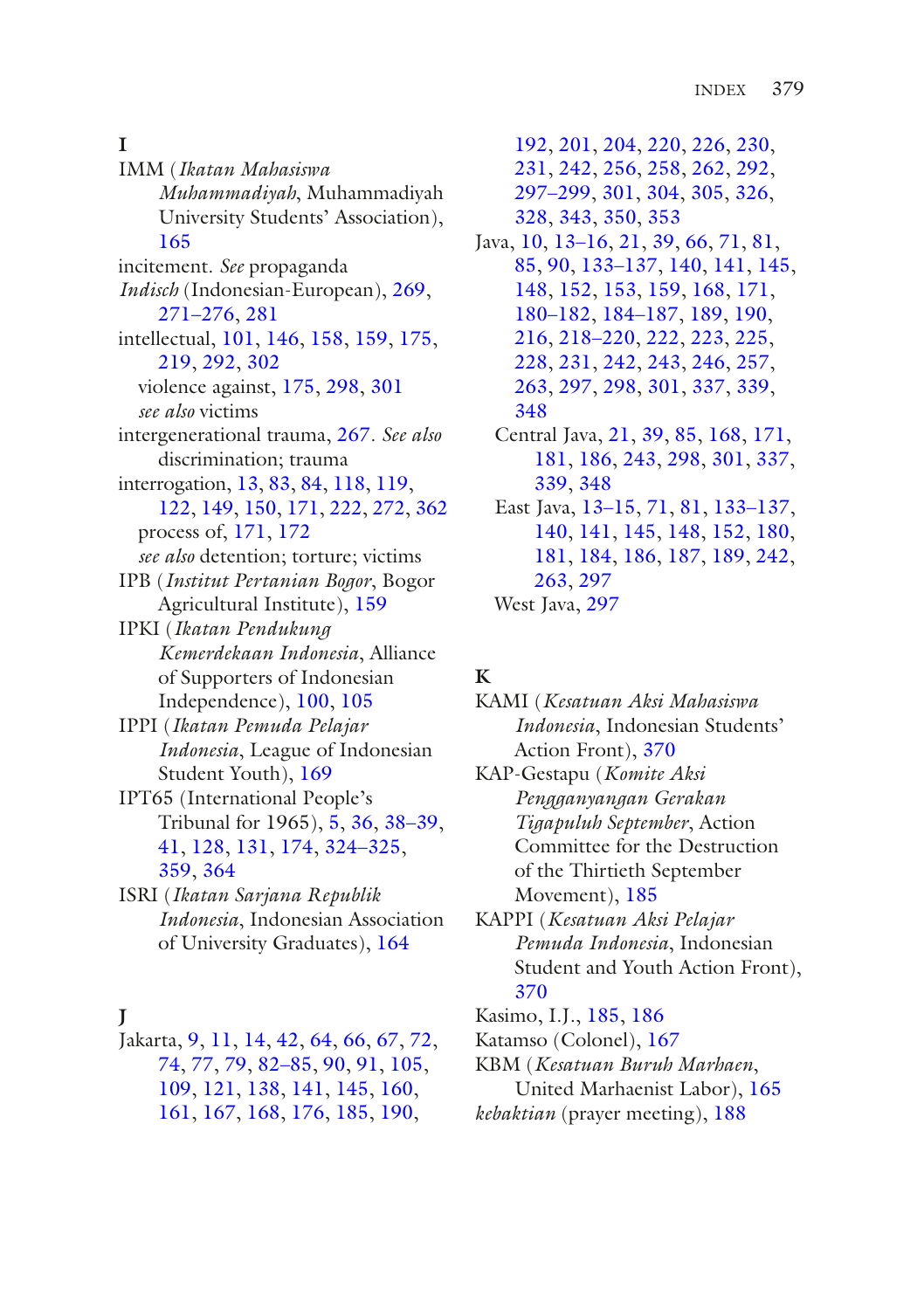**I**

IMM (*Ikatan Mahasiswa Muhammadiyah*, Muhammadiyah University Students' Association), 165

incitement. *See* propaganda

*Indisch* (Indonesian-European), 269, 271–276, 281

intellectual, 101, 146, 158, 159, 175, 219, 292, 302
  violence against, 175, 298, 301
  *see also* victims

intergenerational trauma, 267. *See also* discrimination; trauma

interrogation, 13, 83, 84, 118, 119, 122, 149, 150, 171, 222, 272, 362
  process of, 171, 172
  *see also* detention; torture; victims

IPB (*Institut Pertanian Bogor*, Bogor Agricultural Institute), 159

IPKI (*Ikatan Pendukung Kemerdekaan Indonesia*, Alliance of Supporters of Indonesian Independence), 100, 105

IPPI (*Ikatan Pemuda Pelajar Indonesia*, League of Indonesian Student Youth), 169

IPT65 (International People's Tribunal for 1965), 5, 36, 38–39, 41, 128, 131, 174, 324–325, 359, 364

ISRI (*Ikatan Sarjana Republik Indonesia*, Indonesian Association of University Graduates), 164

**J**

Jakarta, 9, 11, 14, 42, 64, 66, 67, 72, 74, 77, 79, 82–85, 90, 91, 105, 109, 121, 138, 141, 145, 160, 161, 167, 168, 176, 185, 190, 192, 201, 204, 220, 226, 230, 231, 242, 256, 258, 262, 292, 297–299, 301, 304, 305, 326, 328, 343, 350, 353

Java, 10, 13–16, 21, 39, 66, 71, 81, 85, 90, 133–137, 140, 141, 145, 148, 152, 153, 159, 168, 171, 180–182, 184–187, 189, 190, 216, 218–220, 222, 223, 225, 228, 231, 242, 243, 246, 257, 263, 297, 298, 301, 337, 339, 348
  Central Java, 21, 39, 85, 168, 171, 181, 186, 243, 298, 301, 337, 339, 348
  East Java, 13–15, 71, 81, 133–137, 140, 141, 145, 148, 152, 180, 181, 184, 186, 187, 189, 242, 263, 297
  West Java, 297

**K**

KAMI (*Kesatuan Aksi Mahasiswa Indonesia*, Indonesian Students' Action Front), 370

KAP-Gestapu (*Komite Aksi Pengganyangan Gerakan Tigapuluh September*, Action Committee for the Destruction of the Thirtieth September Movement), 185

KAPPI (*Kesatuan Aksi Pelajar Pemuda Indonesia*, Indonesian Student and Youth Action Front), 370

Kasimo, I.J., 185, 186

Katamso (Colonel), 167

KBM (*Kesatuan Buruh Marhaen*, United Marhaenist Labor), 165

*kebaktian* (prayer meeting), 188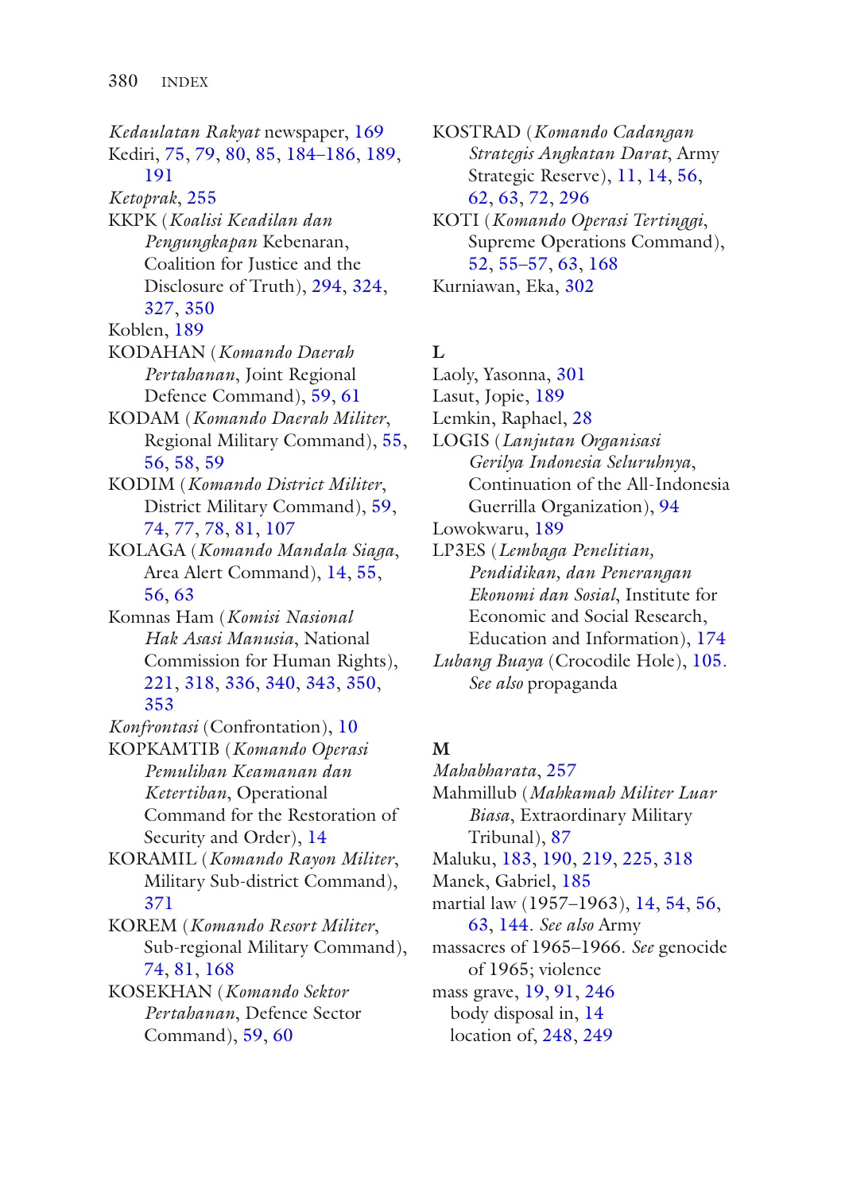*Kedaulatan Rakyat* newspaper, 169
Kediri, 75, 79, 80, 85, 184–186, 189, 191
*Ketoprak*, 255
KKPK (*Koalisi Keadilan dan Pengungkapan* Kebenaran, Coalition for Justice and the Disclosure of Truth), 294, 324, 327, 350
Koblen, 189
KODAHAN (*Komando Daerah Pertahanan*, Joint Regional Defence Command), 59, 61
KODAM (*Komando Daerah Militer*, Regional Military Command), 55, 56, 58, 59
KODIM (*Komando District Militer*, District Military Command), 59, 74, 77, 78, 81, 107
KOLAGA (*Komando Mandala Siaga*, Area Alert Command), 14, 55, 56, 63
Komnas Ham (*Komisi Nasional Hak Asasi Manusia*, National Commission for Human Rights), 221, 318, 336, 340, 343, 350, 353
*Konfrontasi* (Confrontation), 10
KOPKAMTIB (*Komando Operasi Pemulihan Keamanan dan Ketertiban*, Operational Command for the Restoration of Security and Order), 14
KORAMIL (*Komando Rayon Militer*, Military Sub-district Command), 371
KOREM (*Komando Resort Militer*, Sub-regional Military Command), 74, 81, 168
KOSEKHAN (*Komando Sektor Pertahanan*, Defence Sector Command), 59, 60
KOSTRAD (*Komando Cadangan Strategis Angkatan Darat*, Army Strategic Reserve), 11, 14, 56, 62, 63, 72, 296
KOTI (*Komando Operasi Tertinggi*, Supreme Operations Command), 52, 55–57, 63, 168
Kurniawan, Eka, 302

**L**

Laoly, Yasonna, 301
Lasut, Jopie, 189
Lemkin, Raphael, 28
LOGIS (*Lanjutan Organisasi Gerilya Indonesia Seluruhnya*, Continuation of the All-Indonesia Guerrilla Organization), 94
Lowokwaru, 189
LP3ES (*Lembaga Penelitian, Pendidikan, dan Penerangan Ekonomi dan Sosial*, Institute for Economic and Social Research, Education and Information), 174
*Lubang Buaya* (Crocodile Hole), 105. *See also* propaganda

**M**

*Mahabharata*, 257
Mahmillub (*Mahkamah Militer Luar Biasa*, Extraordinary Military Tribunal), 87
Maluku, 183, 190, 219, 225, 318
Manek, Gabriel, 185
martial law (1957–1963), 14, 54, 56, 63, 144. *See also* Army
massacres of 1965–1966. *See* genocide of 1965; violence
mass grave, 19, 91, 246
  body disposal in, 14
  location of, 248, 249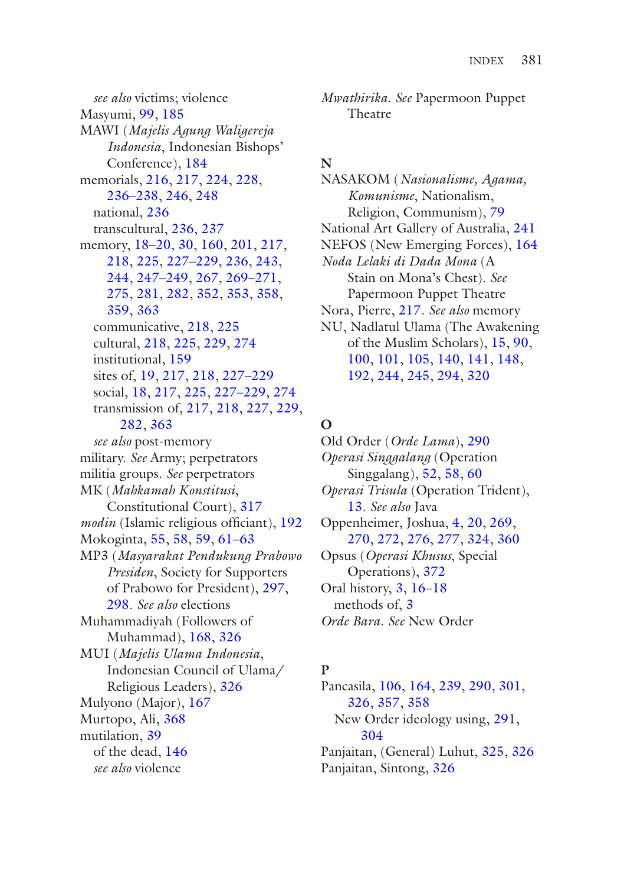*see also* victims; violence
Masyumi, 99, 185
MAWI (*Majelis Agung Waligereja Indonesia*, Indonesian Bishops' Conference), 184
memorials, 216, 217, 224, 228, 236–238, 246, 248
  national, 236
  transcultural, 236, 237
memory, 18–20, 30, 160, 201, 217, 218, 225, 227–229, 236, 243, 244, 247–249, 267, 269–271, 275, 281, 282, 352, 353, 358, 359, 363
  communicative, 218, 225
  cultural, 218, 225, 229, 274
  institutional, 159
  sites of, 19, 217, 218, 227–229
  social, 18, 217, 225, 227–229, 274
  transmission of, 217, 218, 227, 229, 282, 363
  *see also* post-memory
military. *See* Army; perpetrators
militia groups. *See* perpetrators
MK (*Mahkamah Konstitusi*, Constitutional Court), 317
*modin* (Islamic religious officiant), 192
Mokoginta, 55, 58, 59, 61–63
MP3 (*Masyarakat Pendukung Prabowo Presiden*, Society for Supporters of Prabowo for President), 297, 298. *See also* elections
Muhammadiyah (Followers of Muhammad), 168, 326
MUI (*Majelis Ulama Indonesia*, Indonesian Council of Ulama/ Religious Leaders), 326
Mulyono (Major), 167
Murtopo, Ali, 368
mutilation, 39
  of the dead, 146
  *see also* violence
*Mwathirika*. *See* Papermoon Puppet Theatre

**N**

NASAKOM (*Nasionalisme, Agama, Komunisme*, Nationalism, Religion, Communism), 79
National Art Gallery of Australia, 241
NEFOS (New Emerging Forces), 164
*Noda Lelaki di Dada Mona* (A Stain on Mona's Chest). *See* Papermoon Puppet Theatre
Nora, Pierre, 217. *See also* memory
NU, Nadlatul Ulama (The Awakening of the Muslim Scholars), 15, 90, 100, 101, 105, 140, 141, 148, 192, 244, 245, 294, 320

**O**

Old Order (*Orde Lama*), 290
*Operasi Singgalang* (Operation Singgalang), 52, 58, 60
*Operasi Trisula* (Operation Trident), 13. *See also* Java
Oppenheimer, Joshua, 4, 20, 269, 270, 272, 276, 277, 324, 360
Opsus (*Operasi Khusus*, Special Operations), 372
Oral history, 3, 16–18
  methods of, 3
*Orde Bara*. *See* New Order

**P**

Pancasila, 106, 164, 239, 290, 301, 326, 357, 358
  New Order ideology using, 291, 304
Panjaitan, (General) Luhut, 325, 326
Panjaitan, Sintong, 326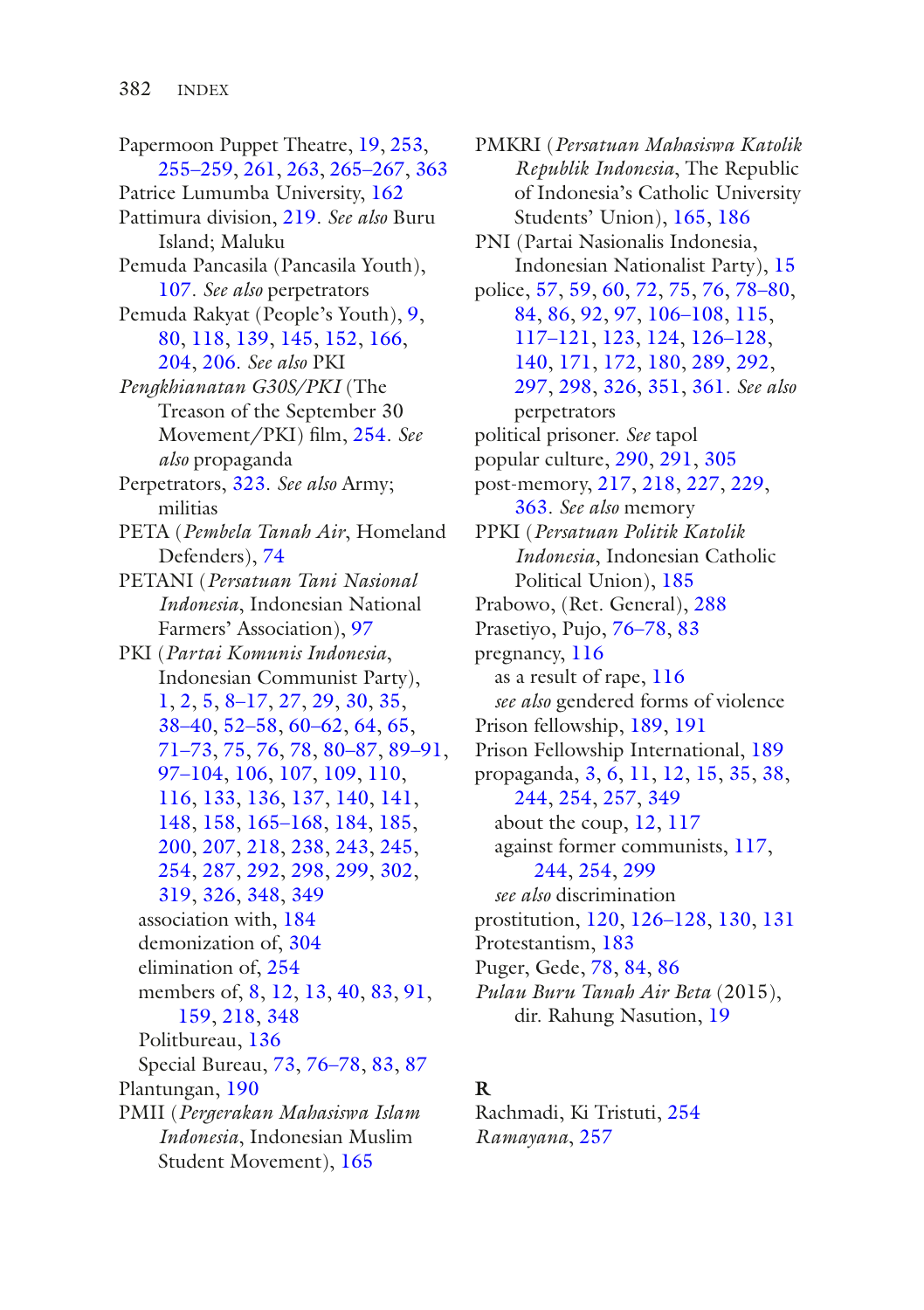Papermoon Puppet Theatre, 19, 253, 255–259, 261, 263, 265–267, 363
Patrice Lumumba University, 162
Pattimura division, 219. *See also* Buru Island; Maluku
Pemuda Pancasila (Pancasila Youth), 107. *See also* perpetrators
Pemuda Rakyat (People's Youth), 9, 80, 118, 139, 145, 152, 166, 204, 206. *See also* PKI
*Pengkhianatan G30S/PKI* (The Treason of the September 30 Movement/PKI) film, 254. *See also* propaganda
Perpetrators, 323. *See also* Army; militias
PETA (*Pembela Tanah Air*, Homeland Defenders), 74
PETANI (*Persatuan Tani Nasional Indonesia*, Indonesian National Farmers' Association), 97
PKI (*Partai Komunis Indonesia*, Indonesian Communist Party), 1, 2, 5, 8–17, 27, 29, 30, 35, 38–40, 52–58, 60–62, 64, 65, 71–73, 75, 76, 78, 80–87, 89–91, 97–104, 106, 107, 109, 110, 116, 133, 136, 137, 140, 141, 148, 158, 165–168, 184, 185, 200, 207, 218, 238, 243, 245, 254, 287, 292, 298, 299, 302, 319, 326, 348, 349
  association with, 184
  demonization of, 304
  elimination of, 254
  members of, 8, 12, 13, 40, 83, 91, 159, 218, 348
  Politbureau, 136
  Special Bureau, 73, 76–78, 83, 87
Plantungan, 190
PMII (*Pergerakan Mahasiswa Islam Indonesia*, Indonesian Muslim Student Movement), 165
PMKRI (*Persatuan Mahasiswa Katolik Republik Indonesia*, The Republic of Indonesia's Catholic University Students' Union), 165, 186
PNI (Partai Nasionalis Indonesia, Indonesian Nationalist Party), 15
police, 57, 59, 60, 72, 75, 76, 78–80, 84, 86, 92, 97, 106–108, 115, 117–121, 123, 124, 126–128, 140, 171, 172, 180, 289, 292, 297, 298, 326, 351, 361. *See also* perpetrators
political prisoner. *See* tapol
popular culture, 290, 291, 305
post-memory, 217, 218, 227, 229, 363. *See also* memory
PPKI (*Persatuan Politik Katolik Indonesia*, Indonesian Catholic Political Union), 185
Prabowo, (Ret. General), 288
Prasetiyo, Pujo, 76–78, 83
pregnancy, 116
  as a result of rape, 116
  *see also* gendered forms of violence
Prison fellowship, 189, 191
Prison Fellowship International, 189
propaganda, 3, 6, 11, 12, 15, 35, 38, 244, 254, 257, 349
  about the coup, 12, 117
  against former communists, 117, 244, 254, 299
  *see also* discrimination
prostitution, 120, 126–128, 130, 131
Protestantism, 183
Puger, Gede, 78, 84, 86
*Pulau Buru Tanah Air Beta* (2015), dir. Rahung Nasution, 19

## R

Rachmadi, Ki Tristuti, 254
*Ramayana*, 257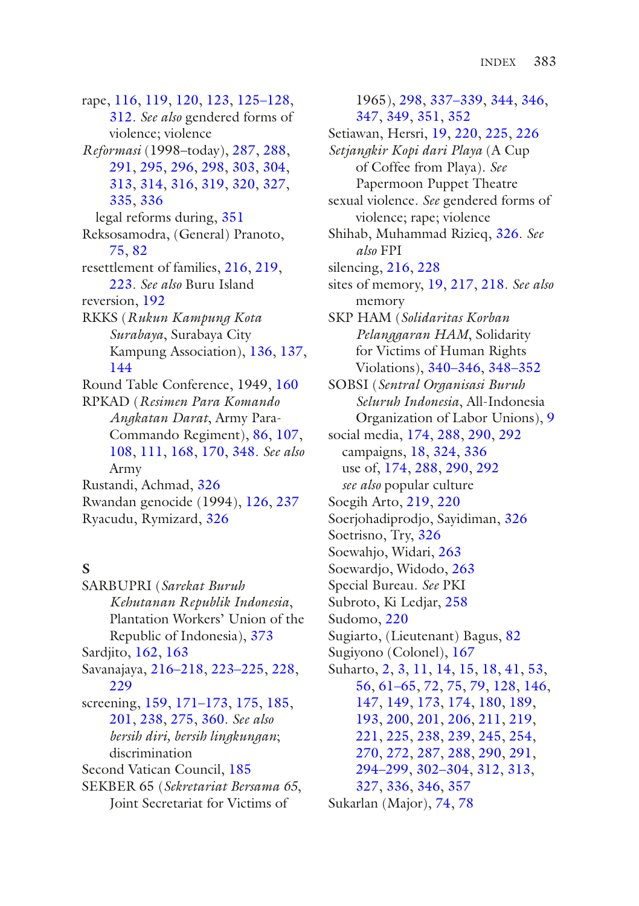rape, 116, 119, 120, 123, 125–128, 312. *See also* gendered forms of violence; violence

*Reformasi* (1998–today), 287, 288, 291, 295, 296, 298, 303, 304, 313, 314, 316, 319, 320, 327, 335, 336
  legal reforms during, 351

Reksosamodra, (General) Pranoto, 75, 82

resettlement of families, 216, 219, 223. *See also* Buru Island

reversion, 192

RKKS (*Rukun Kampung Kota Surabaya*, Surabaya City Kampung Association), 136, 137, 144

Round Table Conference, 1949, 160

RPKAD (*Resimen Para Komando Angkatan Darat*, Army Para-Commando Regiment), 86, 107, 108, 111, 168, 170, 348. *See also* Army

Rustandi, Achmad, 326

Rwandan genocide (1994), 126, 237

Ryacudu, Rymizard, 326

## S

SARBUPRI (*Sarekat Buruh Kehutanan Republik Indonesia*, Plantation Workers' Union of the Republic of Indonesia), 373

Sardjito, 162, 163

Savanajaya, 216–218, 223–225, 228, 229

screening, 159, 171–173, 175, 185, 201, 238, 275, 360. *See also* *bersih diri, bersih lingkungan*; discrimination

Second Vatican Council, 185

SEKBER 65 (*Sekretariat Bersama 65*, Joint Secretariat for Victims of 1965), 298, 337–339, 344, 346, 347, 349, 351, 352

Setiawan, Hersri, 19, 220, 225, 226

*Setjangkir Kopi dari Playa* (A Cup of Coffee from Playa). *See* Papermoon Puppet Theatre

sexual violence. *See* gendered forms of violence; rape; violence

Shihab, Muhammad Rizieq, 326. *See also* FPI

silencing, 216, 228

sites of memory, 19, 217, 218. *See also* memory

SKP HAM (*Solidaritas Korban Pelanggaran HAM*, Solidarity for Victims of Human Rights Violations), 340–346, 348–352

SOBSI (*Sentral Organisasi Buruh Seluruh Indonesia*, All-Indonesia Organization of Labor Unions), 9

social media, 174, 288, 290, 292
  campaigns, 18, 324, 336
  use of, 174, 288, 290, 292
  *see also* popular culture

Soegih Arto, 219, 220

Soerjohadiprodjo, Sayidiman, 326

Soetrisno, Try, 326

Soewahjo, Widari, 263

Soewardjo, Widodo, 263

Special Bureau. *See* PKI

Subroto, Ki Ledjar, 258

Sudomo, 220

Sugiarto, (Lieutenant) Bagus, 82

Sugiyono (Colonel), 167

Suharto, 2, 3, 11, 14, 15, 18, 41, 53, 56, 61–65, 72, 75, 79, 128, 146, 147, 149, 173, 174, 180, 189, 193, 200, 201, 206, 211, 219, 221, 225, 238, 239, 245, 254, 270, 272, 287, 288, 290, 291, 294–299, 302–304, 312, 313, 327, 336, 346, 357

Sukarlan (Major), 74, 78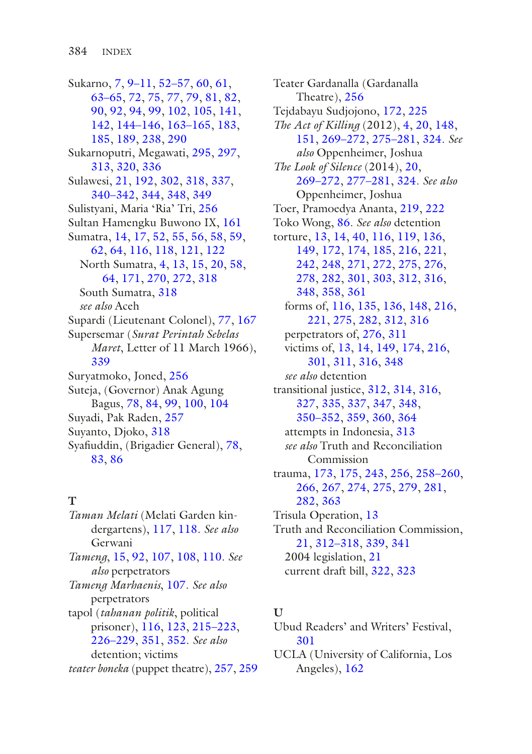Sukarno, 7, 9–11, 52–57, 60, 61, 63–65, 72, 75, 77, 79, 81, 82, 90, 92, 94, 99, 102, 105, 141, 142, 144–146, 163–165, 183, 185, 189, 238, 290

Sukarnoputri, Megawati, 295, 297, 313, 320, 336

Sulawesi, 21, 192, 302, 318, 337, 340–342, 344, 348, 349

Sulistyani, Maria 'Ria' Tri, 256

Sultan Hamengku Buwono IX, 161

Sumatra, 14, 17, 52, 55, 56, 58, 59, 62, 64, 116, 118, 121, 122

- North Sumatra, 4, 13, 15, 20, 58, 64, 171, 270, 272, 318
- South Sumatra, 318
- *see also* Aceh

Supardi (Lieutenant Colonel), 77, 167

Supersemar (*Surat Perintah Sebelas Maret*, Letter of 11 March 1966), 339

Suryatmoko, Joned, 256

Suteja, (Governor) Anak Agung Bagus, 78, 84, 99, 100, 104

Suyadi, Pak Raden, 257

Suyanto, Djoko, 318

Syafiuddin, (Brigadier General), 78, 83, 86

## T

*Taman Melati* (Melati Garden kindergartens), 117, 118. *See also* Gerwani

*Tameng*, 15, 92, 107, 108, 110. *See also* perpetrators

*Tameng Marhaenis*, 107. *See also* perpetrators

tapol (*tahanan politik*, political prisoner), 116, 123, 215–223, 226–229, 351, 352. *See also* detention; victims

*teater boneka* (puppet theatre), 257, 259

Teater Gardanalla (Gardanalla Theatre), 256

Tejdabayu Sudjojono, 172, 225

*The Act of Killing* (2012), 4, 20, 148, 151, 269–272, 275–281, 324. *See also* Oppenheimer, Joshua

*The Look of Silence* (2014), 20, 269–272, 277–281, 324. *See also* Oppenheimer, Joshua

Toer, Pramoedya Ananta, 219, 222

Toko Wong, 86. *See also* detention

torture, 13, 14, 40, 116, 119, 136, 149, 172, 174, 185, 216, 221, 242, 248, 271, 272, 275, 276, 278, 282, 301, 303, 312, 316, 348, 358, 361

- forms of, 116, 135, 136, 148, 216, 221, 275, 282, 312, 316
- perpetrators of, 276, 311
- victims of, 13, 14, 149, 174, 216, 301, 311, 316, 348
- *see also* detention

transitional justice, 312, 314, 316, 327, 335, 337, 347, 348, 350–352, 359, 360, 364

- attempts in Indonesia, 313
- *see also* Truth and Reconciliation Commission

trauma, 173, 175, 243, 256, 258–260, 266, 267, 274, 275, 279, 281, 282, 363

Trisula Operation, 13

Truth and Reconciliation Commission, 21, 312–318, 339, 341

- 2004 legislation, 21
- current draft bill, 322, 323

## U

Ubud Readers' and Writers' Festival, 301

UCLA (University of California, Los Angeles), 162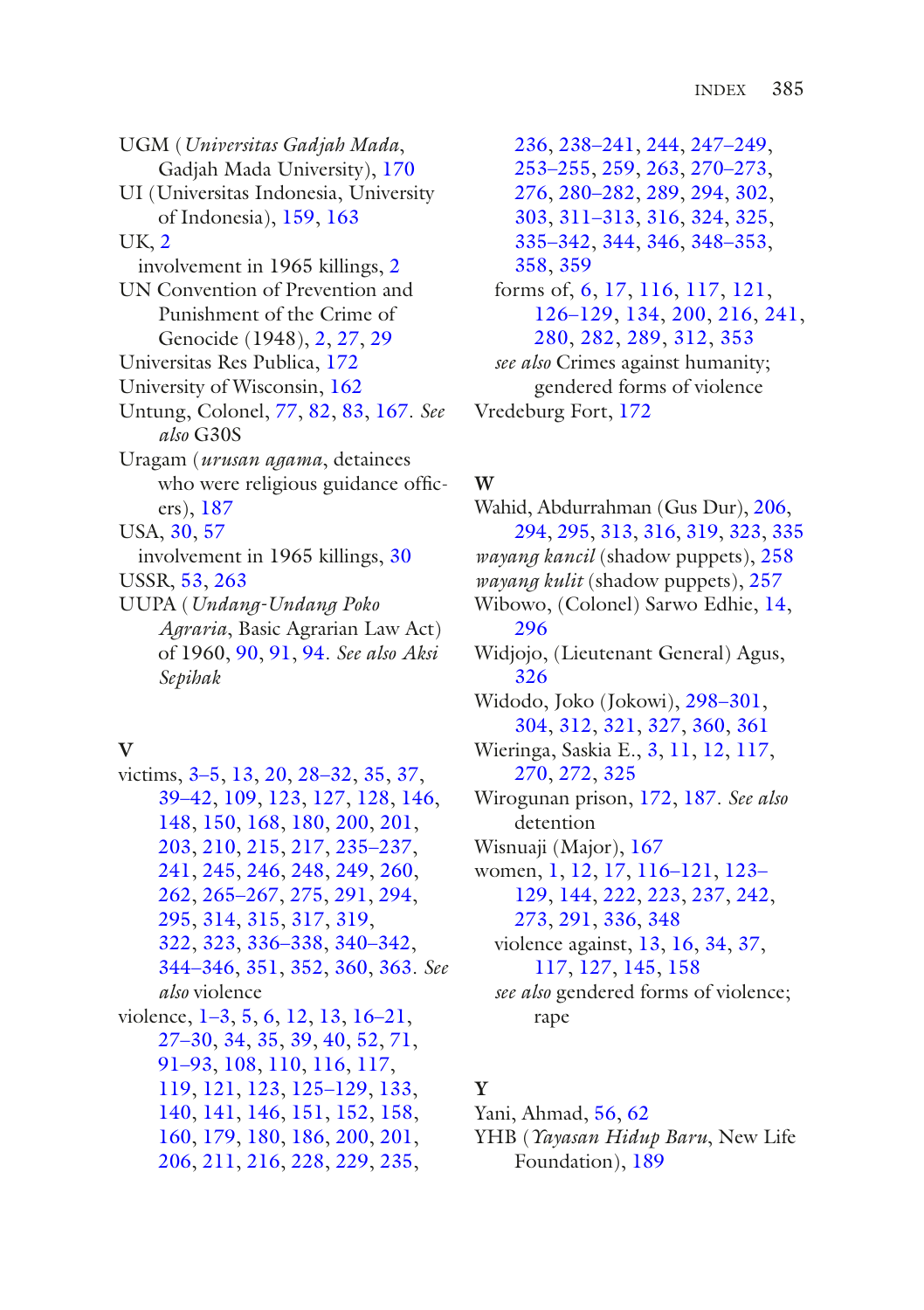UGM (*Universitas Gadjah Mada*, Gadjah Mada University), 170
UI (Universitas Indonesia, University of Indonesia), 159, 163
UK, 2
  involvement in 1965 killings, 2
UN Convention of Prevention and Punishment of the Crime of Genocide (1948), 2, 27, 29
Universitas Res Publica, 172
University of Wisconsin, 162
Untung, Colonel, 77, 82, 83, 167. *See also* G30S
Uragam (*urusan agama*, detainees who were religious guidance officers), 187
USA, 30, 57
  involvement in 1965 killings, 30
USSR, 53, 263
UUPA (*Undang-Undang Poko Agraria*, Basic Agrarian Law Act) of 1960, 90, 91, 94. *See also Aksi Sepihak*

## V

victims, 3–5, 13, 20, 28–32, 35, 37, 39–42, 109, 123, 127, 128, 146, 148, 150, 168, 180, 200, 201, 203, 210, 215, 217, 235–237, 241, 245, 246, 248, 249, 260, 262, 265–267, 275, 291, 294, 295, 314, 315, 317, 319, 322, 323, 336–338, 340–342, 344–346, 351, 352, 360, 363. *See also* violence
violence, 1–3, 5, 6, 12, 13, 16–21, 27–30, 34, 35, 39, 40, 52, 71, 91–93, 108, 110, 116, 117, 119, 121, 123, 125–129, 133, 140, 141, 146, 151, 152, 158, 160, 179, 180, 186, 200, 201, 206, 211, 216, 228, 229, 235, 236, 238–241, 244, 247–249, 253–255, 259, 263, 270–273, 276, 280–282, 289, 294, 302, 303, 311–313, 316, 324, 325, 335–342, 344, 346, 348–353, 358, 359
  forms of, 6, 17, 116, 117, 121, 126–129, 134, 200, 216, 241, 280, 282, 289, 312, 353
  *see also* Crimes against humanity; gendered forms of violence
Vredeburg Fort, 172

## W

Wahid, Abdurrahman (Gus Dur), 206, 294, 295, 313, 316, 319, 323, 335
*wayang kancil* (shadow puppets), 258
*wayang kulit* (shadow puppets), 257
Wibowo, (Colonel) Sarwo Edhie, 14, 296
Widjojo, (Lieutenant General) Agus, 326
Widodo, Joko (Jokowi), 298–301, 304, 312, 321, 327, 360, 361
Wieringa, Saskia E., 3, 11, 12, 117, 270, 272, 325
Wirogunan prison, 172, 187. *See also* detention
Wisnuaji (Major), 167
women, 1, 12, 17, 116–121, 123–129, 144, 222, 223, 237, 242, 273, 291, 336, 348
  violence against, 13, 16, 34, 37, 117, 127, 145, 158
  *see also* gendered forms of violence; rape

## Y

Yani, Ahmad, 56, 62
YHB (*Yayasan Hidup Baru*, New Life Foundation), 189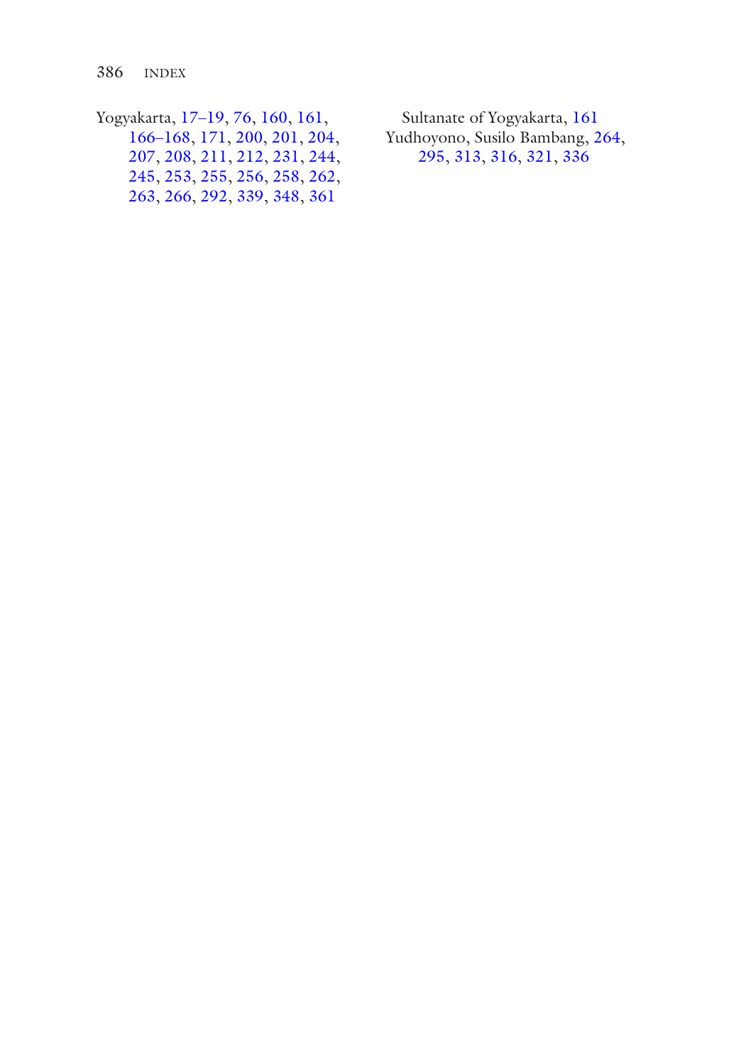Yogyakarta, 17–19, 76, 160, 161, 166–168, 171, 200, 201, 204, 207, 208, 211, 212, 231, 244, 245, 253, 255, 256, 258, 262, 263, 266, 292, 339, 348, 361

Sultanate of Yogyakarta, 161

Yudhoyono, Susilo Bambang, 264, 295, 313, 316, 321, 336